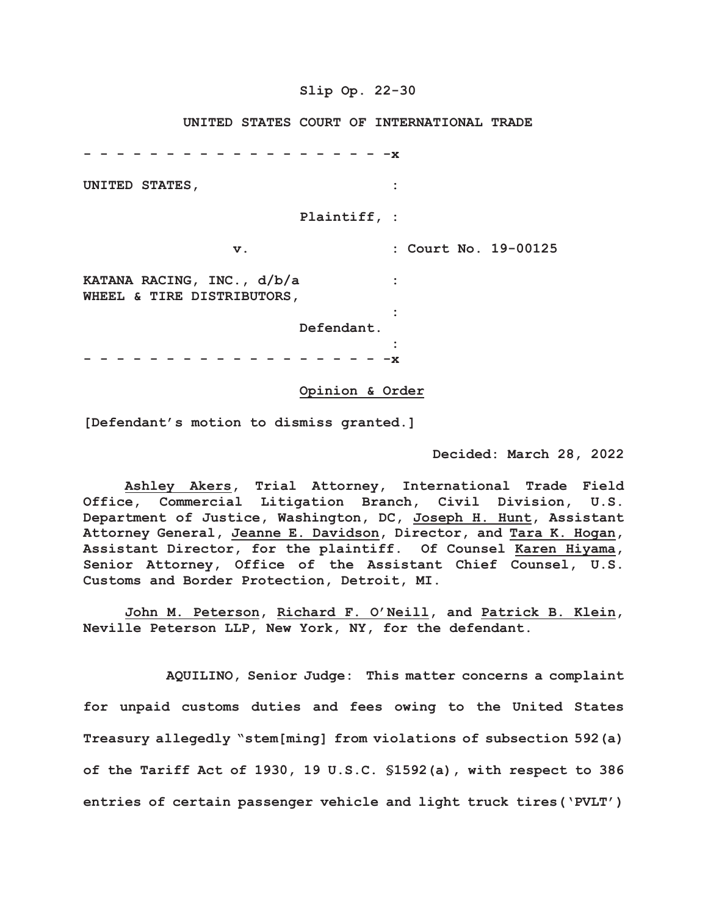Slip Op. 22-30

UNITED STATES COURT OF INTERNATIONAL TRADE

- - - - - - - - - - - - - - - - - - - -x

UNITED STATES, :

Plaintiff, :

v. : Court No. 19-00125

KATANA RACING, INC., d/b/a :
WHEEL & TIRE DISTRIBUTORS,
:
Defendant.
:
- - - - - - - - - - - - - - - - - - - -x

Opinion & Order

[Defendant's motion to dismiss granted.]

Decided: March 28, 2022

Ashley Akers, Trial Attorney, International Trade Field Office, Commercial Litigation Branch, Civil Division, U.S. Department of Justice, Washington, DC, Joseph H. Hunt, Assistant Attorney General, Jeanne E. Davidson, Director, and Tara K. Hogan, Assistant Director, for the plaintiff. Of Counsel Karen Hiyama, Senior Attorney, Office of the Assistant Chief Counsel, U.S. Customs and Border Protection, Detroit, MI.

John M. Peterson, Richard F. O'Neill, and Patrick B. Klein, Neville Peterson LLP, New York, NY, for the defendant.

AQUILINO, Senior Judge: This matter concerns a complaint for unpaid customs duties and fees owing to the United States Treasury allegedly "stem[ming] from violations of subsection 592(a) of the Tariff Act of 1930, 19 U.S.C. §1592(a), with respect to 386 entries of certain passenger vehicle and light truck tires('PVLT')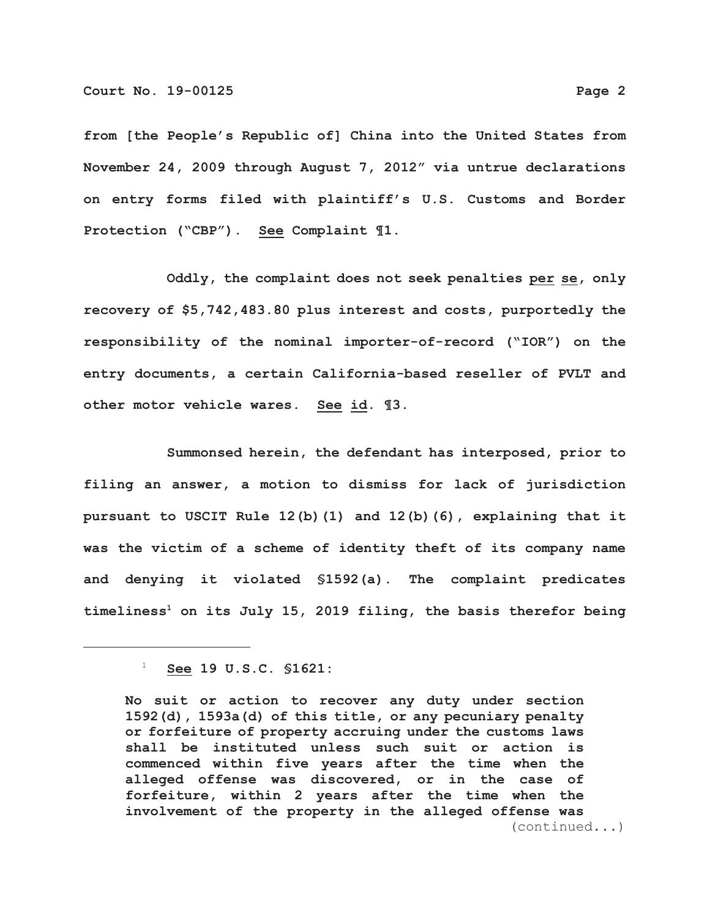from [the People's Republic of] China into the United States from November 24, 2009 through August 7, 2012" via untrue declarations on entry forms filed with plaintiff's U.S. Customs and Border Protection ("CBP"). See Complaint ¶1.

Oddly, the complaint does not seek penalties *per se*, only recovery of $5,742,483.80 plus interest and costs, purportedly the responsibility of the nominal importer-of-record ("IOR") on the entry documents, a certain California-based reseller of PVLT and other motor vehicle wares. See *id*. ¶3.

Summonsed herein, the defendant has interposed, prior to filing an answer, a motion to dismiss for lack of jurisdiction pursuant to USCIT Rule 12(b)(1) and 12(b)(6), explaining that it was the victim of a scheme of identity theft of its company name and denying it violated §1592(a). The complaint predicates timeliness[1] on its July 15, 2019 filing, the basis therefor being

---

[1] See 19 U.S.C. §1621:

> No suit or action to recover any duty under section 1592(d), 1593a(d) of this title, or any pecuniary penalty or forfeiture of property accruing under the customs laws shall be instituted unless such suit or action is commenced within five years after the time when the alleged offense was discovered, or in the case of forfeiture, within 2 years after the time when the involvement of the property in the alleged offense was

(continued...)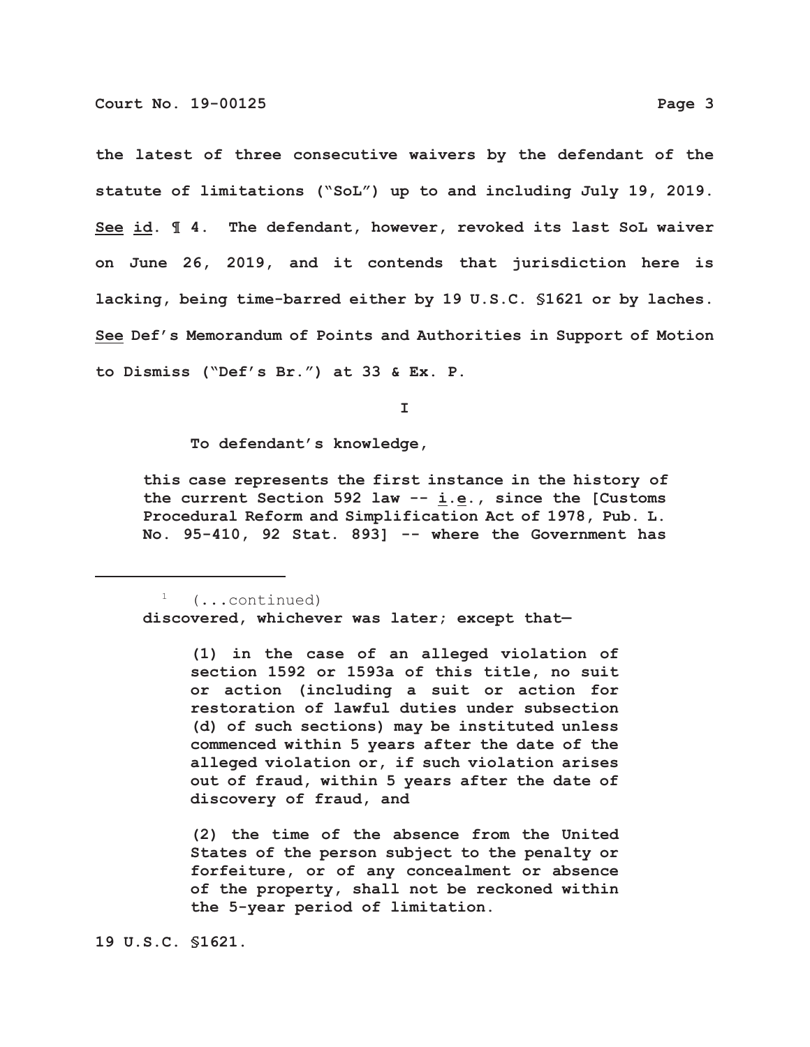the latest of three consecutive waivers by the defendant of the statute of limitations ("SoL") up to and including July 19, 2019. See id. ¶ 4. The defendant, however, revoked its last SoL waiver on June 26, 2019, and it contends that jurisdiction here is lacking, being time-barred either by 19 U.S.C. §1621 or by laches. See Def's Memorandum of Points and Authorities in Support of Motion to Dismiss ("Def's Br.") at 33 & Ex. P.

I

To defendant's knowledge,

> this case represents the first instance in the history of the current Section 592 law -- i.e., since the [Customs Procedural Reform and Simplification Act of 1978, Pub. L. No. 95-410, 92 Stat. 893] -- where the Government has

---

[1] (...continued)

> discovered, whichever was later; except that—
>
> > (1) in the case of an alleged violation of section 1592 or 1593a of this title, no suit or action (including a suit or action for restoration of lawful duties under subsection (d) of such sections) may be instituted unless commenced within 5 years after the date of the alleged violation or, if such violation arises out of fraud, within 5 years after the date of discovery of fraud, and
> >
> > (2) the time of the absence from the United States of the person subject to the penalty or forfeiture, or of any concealment or absence of the property, shall not be reckoned within the 5-year period of limitation.

19 U.S.C. §1621.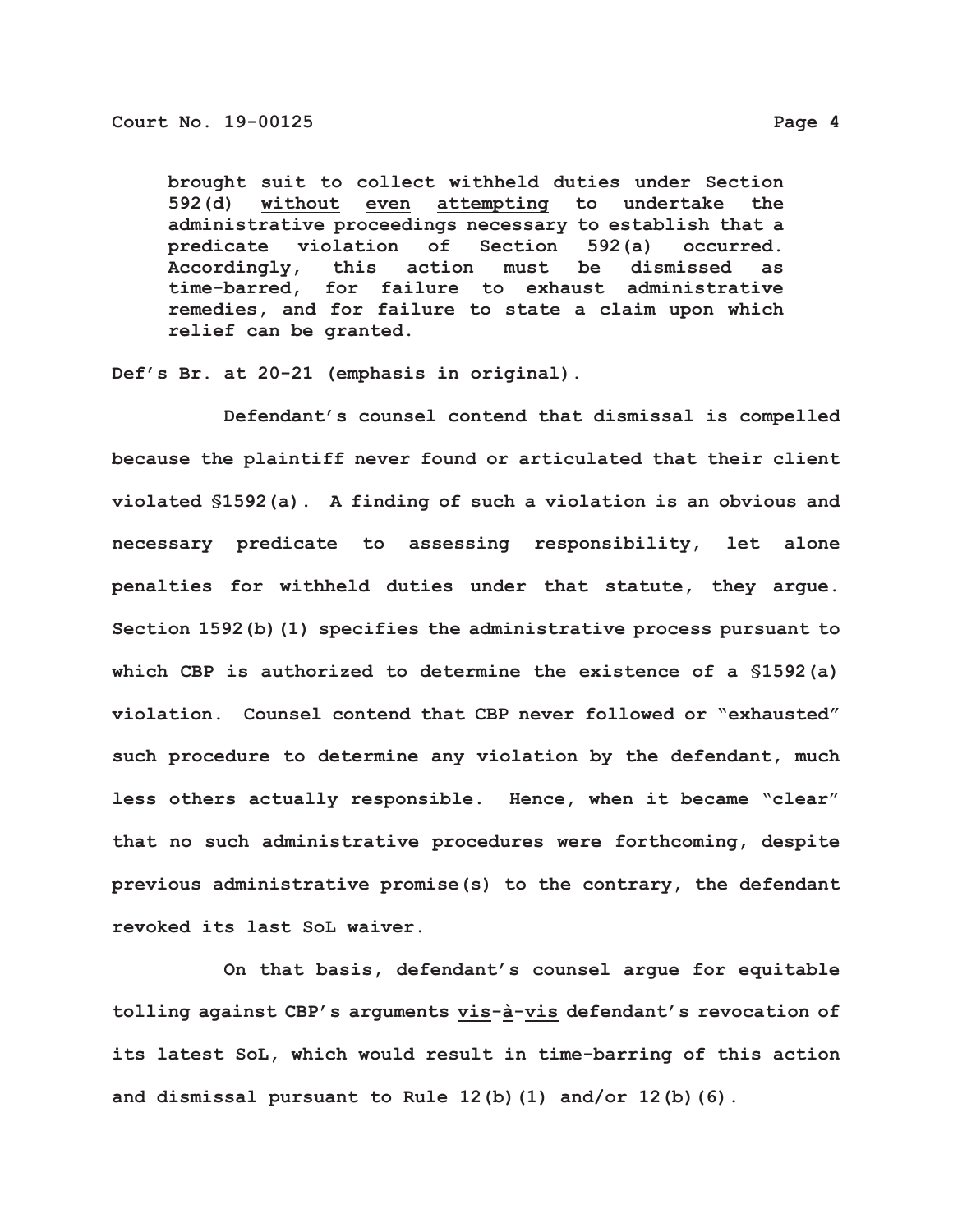> brought suit to collect withheld duties under Section 592(d) <u>without</u> <u>even</u> <u>attempting</u> to undertake the administrative proceedings necessary to establish that a predicate violation of Section 592(a) occurred. Accordingly, this action must be dismissed as time-barred, for failure to exhaust administrative remedies, and for failure to state a claim upon which relief can be granted.

Def's Br. at 20-21 (emphasis in original).

Defendant's counsel contend that dismissal is compelled because the plaintiff never found or articulated that their client violated §1592(a). A finding of such a violation is an obvious and necessary predicate to assessing responsibility, let alone penalties for withheld duties under that statute, they argue. Section 1592(b)(1) specifies the administrative process pursuant to which CBP is authorized to determine the existence of a §1592(a) violation. Counsel contend that CBP never followed or "exhausted" such procedure to determine any violation by the defendant, much less others actually responsible. Hence, when it became "clear" that no such administrative procedures were forthcoming, despite previous administrative promise(s) to the contrary, the defendant revoked its last SoL waiver.

On that basis, defendant's counsel argue for equitable tolling against CBP's arguments <u>vis-à-vis</u> defendant's revocation of its latest SoL, which would result in time-barring of this action and dismissal pursuant to Rule 12(b)(1) and/or 12(b)(6).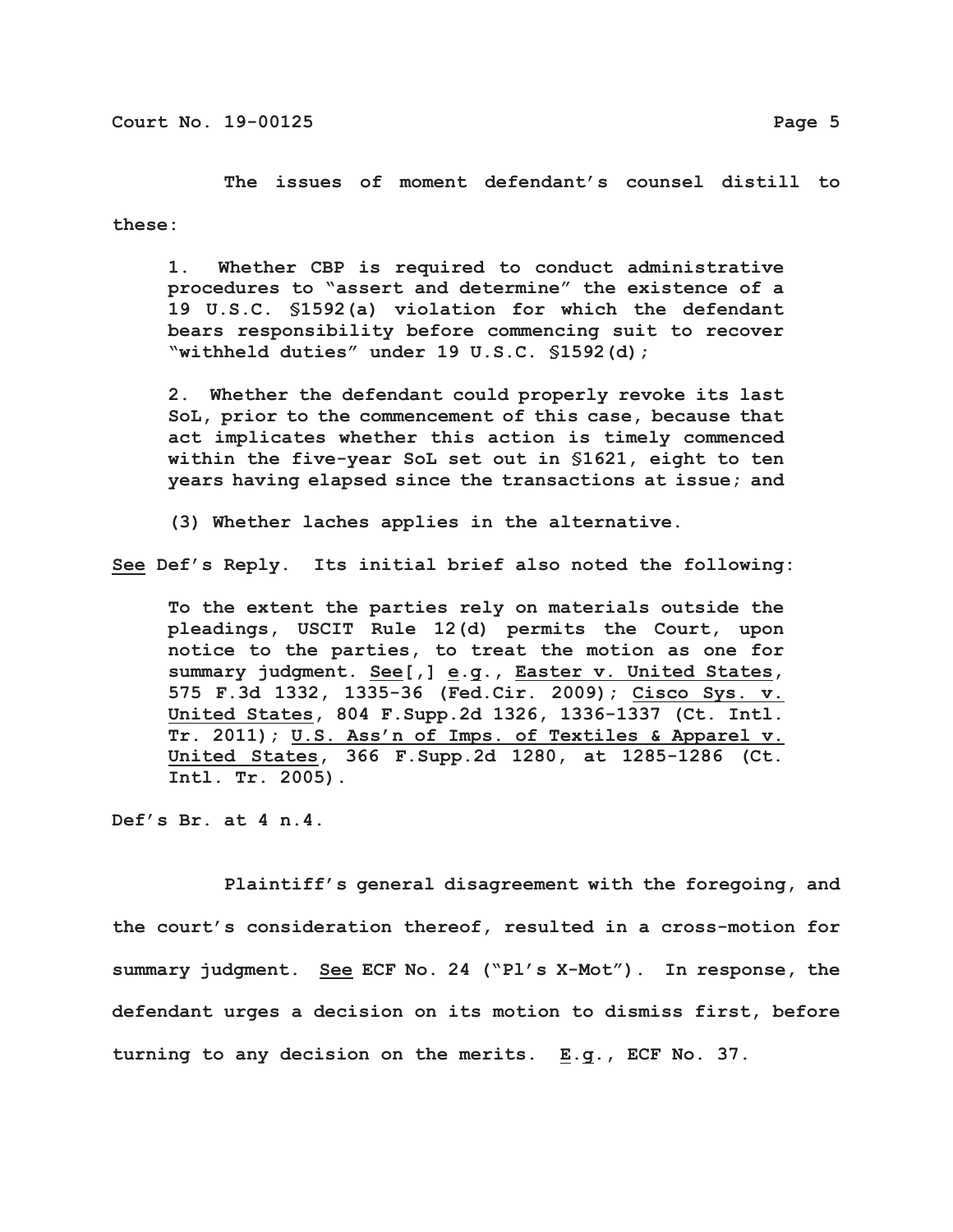The issues of moment defendant's counsel distill to these:

> 1. Whether CBP is required to conduct administrative procedures to "assert and determine" the existence of a 19 U.S.C. §1592(a) violation for which the defendant bears responsibility before commencing suit to recover "withheld duties" under 19 U.S.C. §1592(d);
>
> 2. Whether the defendant could properly revoke its last SoL, prior to the commencement of this case, because that act implicates whether this action is timely commenced within the five-year SoL set out in §1621, eight to ten years having elapsed since the transactions at issue; and
>
> (3) Whether laches applies in the alternative.

See Def's Reply. Its initial brief also noted the following:

> To the extent the parties rely on materials outside the pleadings, USCIT Rule 12(d) permits the Court, upon notice to the parties, to treat the motion as one for summary judgment. See[,] e.g., Easter v. United States, 575 F.3d 1332, 1335-36 (Fed.Cir. 2009); Cisco Sys. v. United States, 804 F.Supp.2d 1326, 1336-1337 (Ct. Intl. Tr. 2011); U.S. Ass'n of Imps. of Textiles & Apparel v. United States, 366 F.Supp.2d 1280, at 1285-1286 (Ct. Intl. Tr. 2005).

Def's Br. at 4 n.4.

Plaintiff's general disagreement with the foregoing, and the court's consideration thereof, resulted in a cross-motion for summary judgment. See ECF No. 24 ("Pl's X-Mot"). In response, the defendant urges a decision on its motion to dismiss first, before turning to any decision on the merits. E.g., ECF No. 37.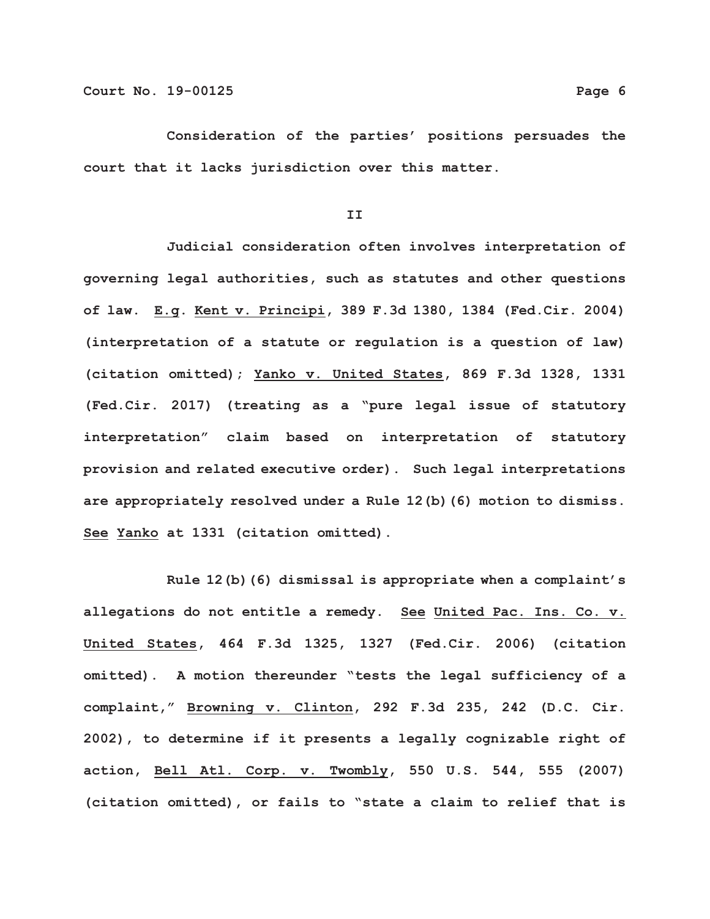Consideration of the parties' positions persuades the court that it lacks jurisdiction over this matter.

II

Judicial consideration often involves interpretation of governing legal authorities, such as statutes and other questions of law. E.g. Kent v. Principi, 389 F.3d 1380, 1384 (Fed.Cir. 2004) (interpretation of a statute or regulation is a question of law) (citation omitted); Yanko v. United States, 869 F.3d 1328, 1331 (Fed.Cir. 2017) (treating as a "pure legal issue of statutory interpretation" claim based on interpretation of statutory provision and related executive order). Such legal interpretations are appropriately resolved under a Rule 12(b)(6) motion to dismiss. See Yanko at 1331 (citation omitted).

Rule 12(b)(6) dismissal is appropriate when a complaint's allegations do not entitle a remedy. See United Pac. Ins. Co. v. United States, 464 F.3d 1325, 1327 (Fed.Cir. 2006) (citation omitted). A motion thereunder "tests the legal sufficiency of a complaint," Browning v. Clinton, 292 F.3d 235, 242 (D.C. Cir. 2002), to determine if it presents a legally cognizable right of action, Bell Atl. Corp. v. Twombly, 550 U.S. 544, 555 (2007) (citation omitted), or fails to "state a claim to relief that is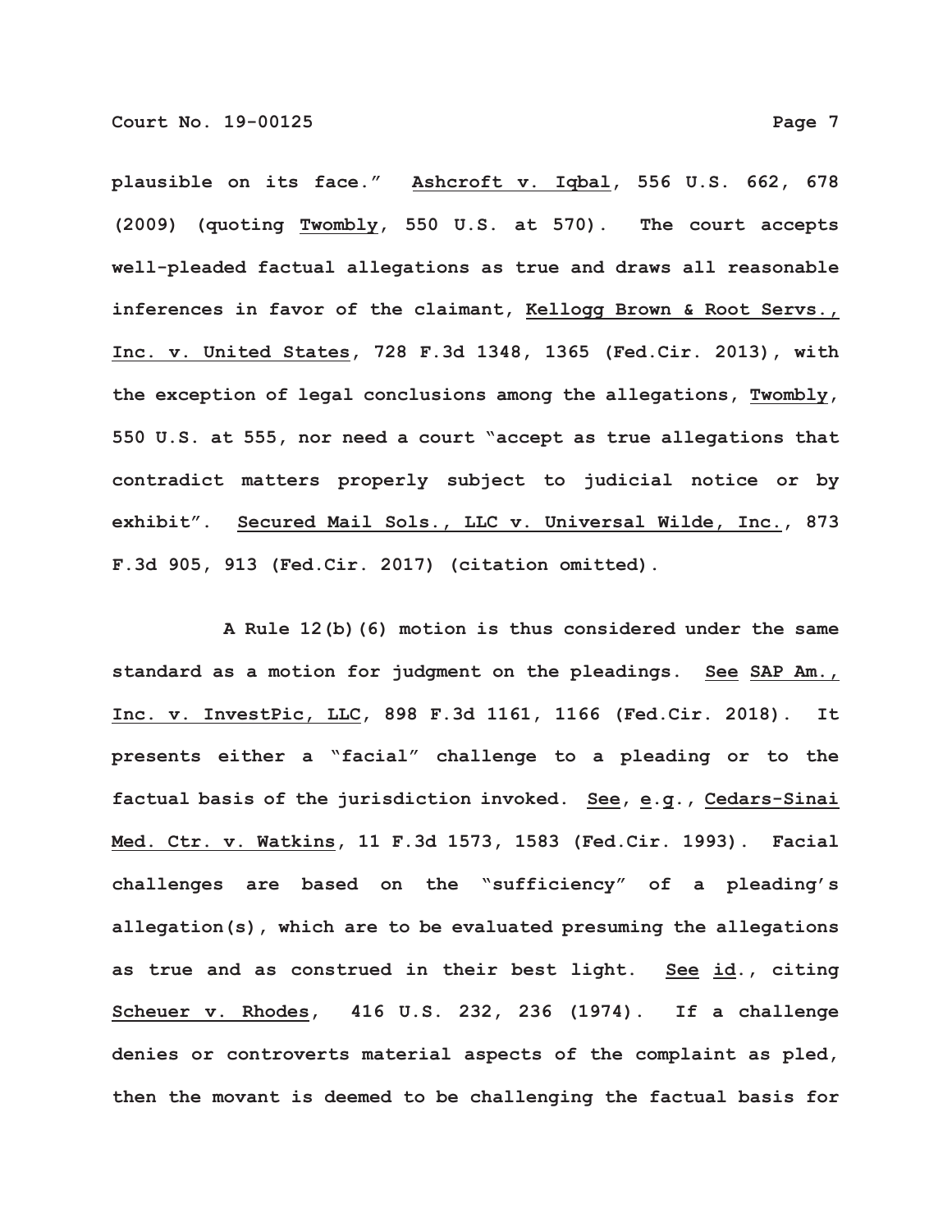plausible on its face." Ashcroft v. Iqbal, 556 U.S. 662, 678 (2009) (quoting Twombly, 550 U.S. at 570). The court accepts well-pleaded factual allegations as true and draws all reasonable inferences in favor of the claimant, Kellogg Brown & Root Servs., Inc. v. United States, 728 F.3d 1348, 1365 (Fed.Cir. 2013), with the exception of legal conclusions among the allegations, Twombly, 550 U.S. at 555, nor need a court "accept as true allegations that contradict matters properly subject to judicial notice or by exhibit". Secured Mail Sols., LLC v. Universal Wilde, Inc., 873 F.3d 905, 913 (Fed.Cir. 2017) (citation omitted).

A Rule 12(b)(6) motion is thus considered under the same standard as a motion for judgment on the pleadings. See SAP Am., Inc. v. InvestPic, LLC, 898 F.3d 1161, 1166 (Fed.Cir. 2018). It presents either a "facial" challenge to a pleading or to the factual basis of the jurisdiction invoked. See, e.g., Cedars-Sinai Med. Ctr. v. Watkins, 11 F.3d 1573, 1583 (Fed.Cir. 1993). Facial challenges are based on the "sufficiency" of a pleading's allegation(s), which are to be evaluated presuming the allegations as true and as construed in their best light. See id., citing Scheuer v. Rhodes, 416 U.S. 232, 236 (1974). If a challenge denies or controverts material aspects of the complaint as pled, then the movant is deemed to be challenging the factual basis for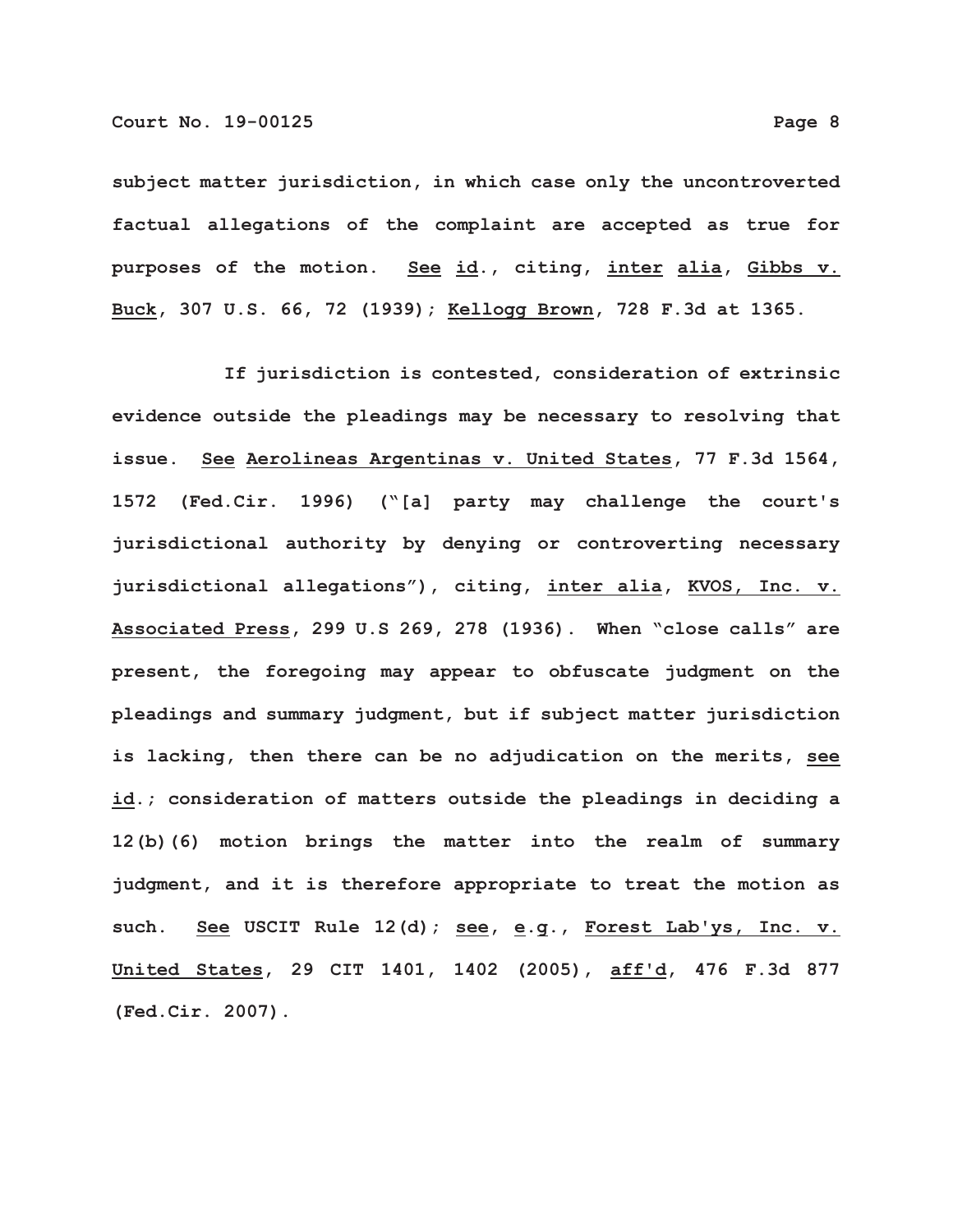subject matter jurisdiction, in which case only the uncontroverted factual allegations of the complaint are accepted as true for purposes of the motion. See id., citing, inter alia, Gibbs v. Buck, 307 U.S. 66, 72 (1939); Kellogg Brown, 728 F.3d at 1365.

If jurisdiction is contested, consideration of extrinsic evidence outside the pleadings may be necessary to resolving that issue. See Aerolineas Argentinas v. United States, 77 F.3d 1564, 1572 (Fed.Cir. 1996) ("[a] party may challenge the court's jurisdictional authority by denying or controverting necessary jurisdictional allegations"), citing, inter alia, KVOS, Inc. v. Associated Press, 299 U.S 269, 278 (1936). When "close calls" are present, the foregoing may appear to obfuscate judgment on the pleadings and summary judgment, but if subject matter jurisdiction is lacking, then there can be no adjudication on the merits, see id.; consideration of matters outside the pleadings in deciding a 12(b)(6) motion brings the matter into the realm of summary judgment, and it is therefore appropriate to treat the motion as such. See USCIT Rule 12(d); see, e.g., Forest Lab'ys, Inc. v. United States, 29 CIT 1401, 1402 (2005), aff'd, 476 F.3d 877 (Fed.Cir. 2007).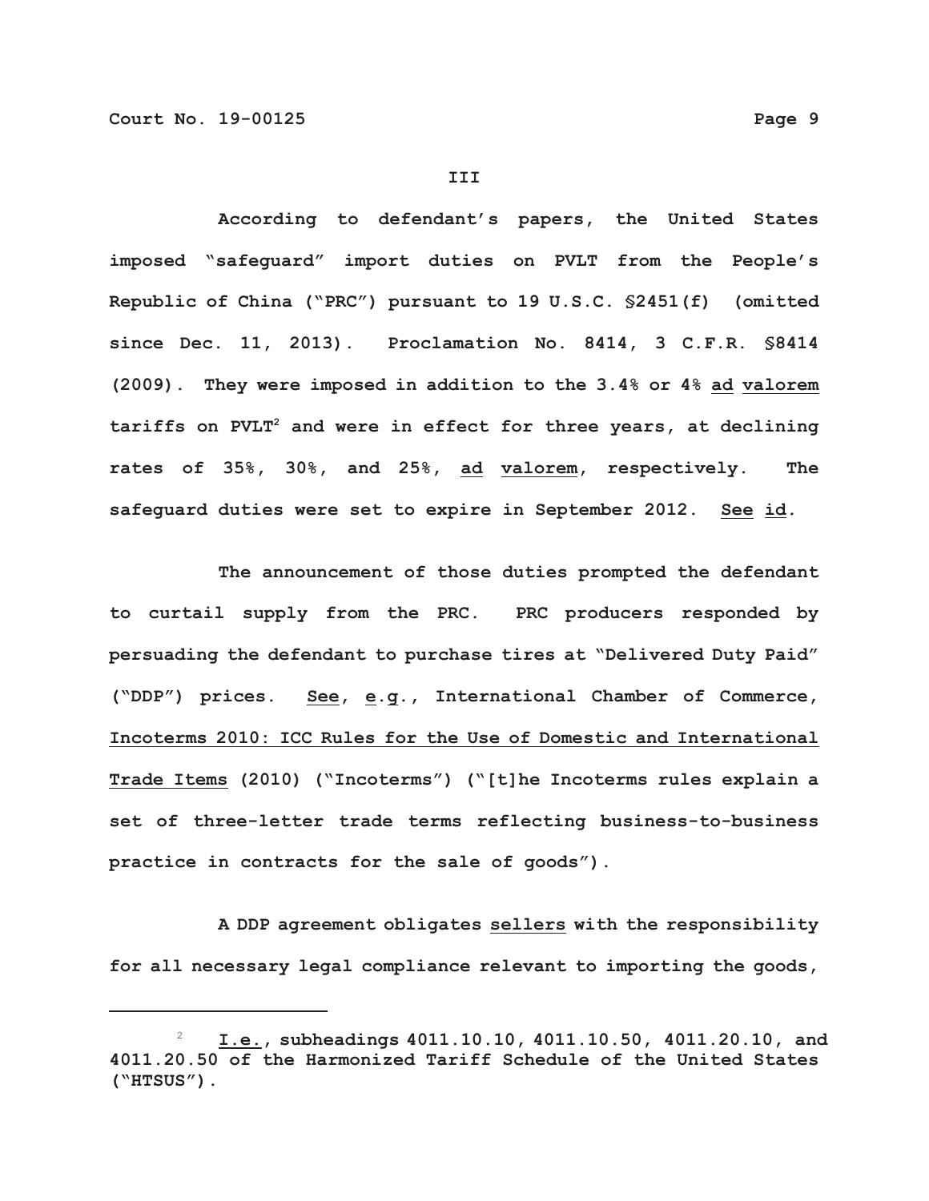### III

According to defendant's papers, the United States imposed "safeguard" import duties on PVLT from the People's Republic of China ("PRC") pursuant to 19 U.S.C. §2451(f) (omitted since Dec. 11, 2013). Proclamation No. 8414, 3 C.F.R. §8414 (2009). They were imposed in addition to the 3.4% or 4% ad valorem tariffs on PVLT[2] and were in effect for three years, at declining rates of 35%, 30%, and 25%, ad valorem, respectively. The safeguard duties were set to expire in September 2012. See id.

The announcement of those duties prompted the defendant to curtail supply from the PRC. PRC producers responded by persuading the defendant to purchase tires at "Delivered Duty Paid" ("DDP") prices. See, e.g., International Chamber of Commerce, Incoterms 2010: ICC Rules for the Use of Domestic and International Trade Items (2010) ("Incoterms") ("[t]he Incoterms rules explain a set of three-letter trade terms reflecting business-to-business practice in contracts for the sale of goods").

A DDP agreement obligates sellers with the responsibility for all necessary legal compliance relevant to importing the goods,

---

[2] I.e., subheadings 4011.10.10, 4011.10.50, 4011.20.10, and 4011.20.50 of the Harmonized Tariff Schedule of the United States ("HTSUS").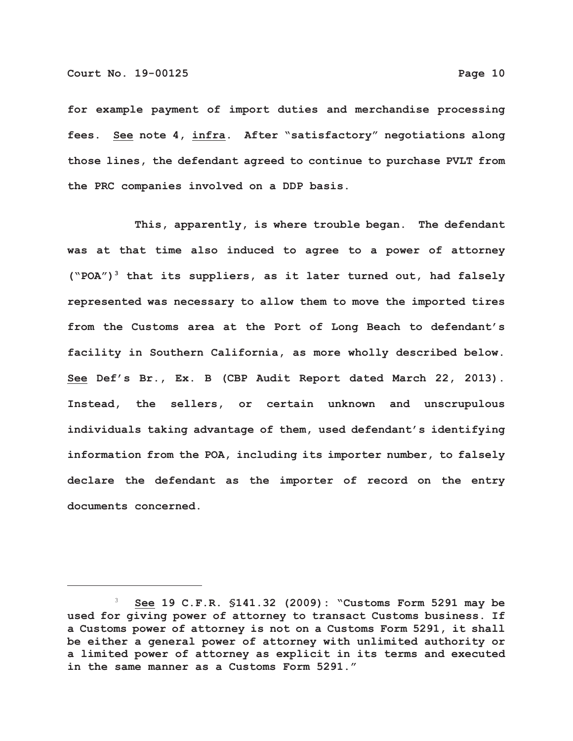for example payment of import duties and merchandise processing fees. <u>See</u> note 4, <u>infra</u>. After "satisfactory" negotiations along those lines, the defendant agreed to continue to purchase PVLT from the PRC companies involved on a DDP basis.

This, apparently, is where trouble began. The defendant was at that time also induced to agree to a power of attorney ("POA")[3] that its suppliers, as it later turned out, had falsely represented was necessary to allow them to move the imported tires from the Customs area at the Port of Long Beach to defendant's facility in Southern California, as more wholly described below. <u>See</u> Def's Br., Ex. B (CBP Audit Report dated March 22, 2013). Instead, the sellers, or certain unknown and unscrupulous individuals taking advantage of them, used defendant's identifying information from the POA, including its importer number, to falsely declare the defendant as the importer of record on the entry documents concerned.

---

[3] <u>See</u> 19 C.F.R. §141.32 (2009): "Customs Form 5291 may be used for giving power of attorney to transact Customs business. If a Customs power of attorney is not on a Customs Form 5291, it shall be either a general power of attorney with unlimited authority or a limited power of attorney as explicit in its terms and executed in the same manner as a Customs Form 5291."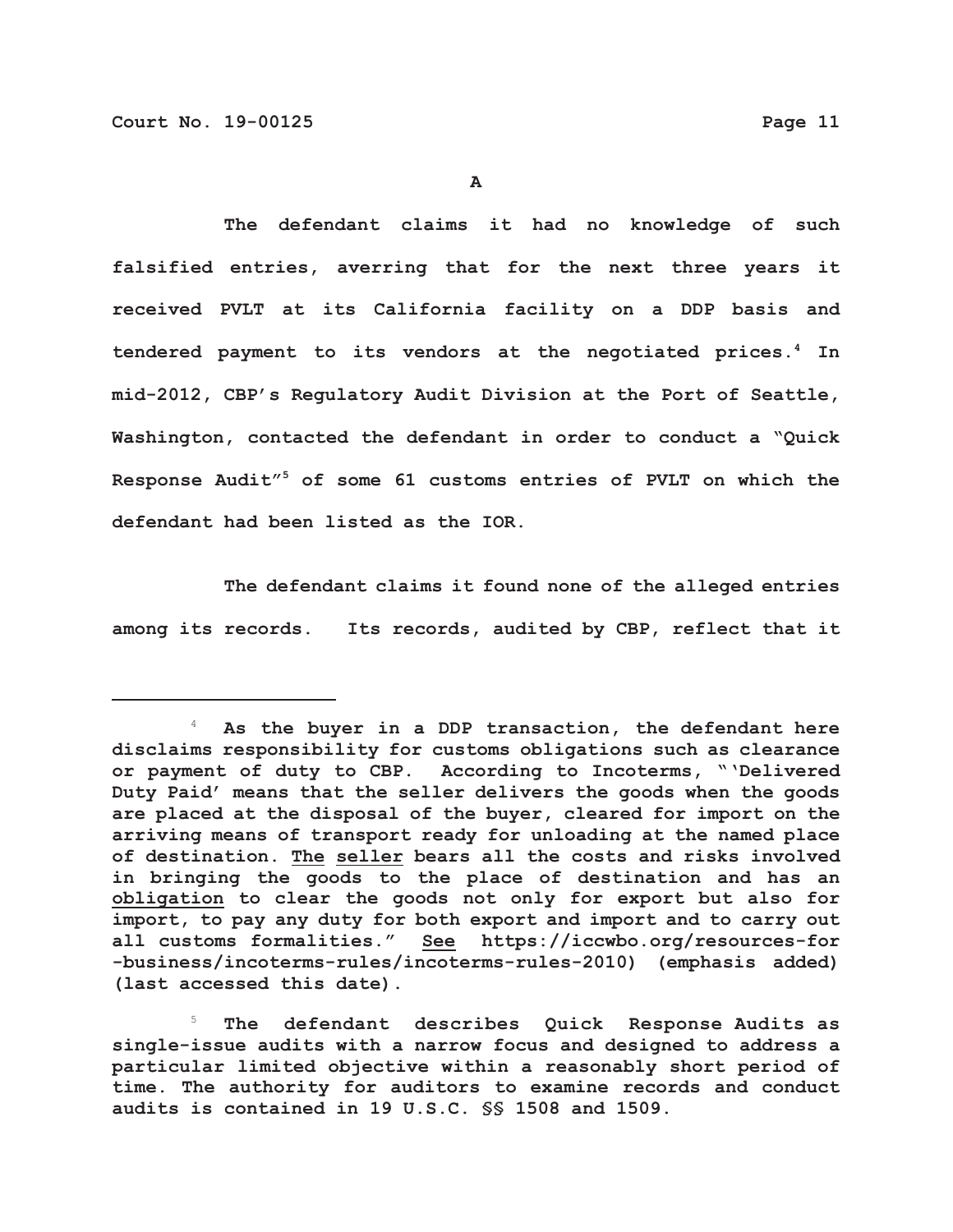**A**

The defendant claims it had no knowledge of such falsified entries, averring that for the next three years it received PVLT at its California facility on a DDP basis and tendered payment to its vendors at the negotiated prices.[4] In mid-2012, CBP's Regulatory Audit Division at the Port of Seattle, Washington, contacted the defendant in order to conduct a "Quick Response Audit"[5] of some 61 customs entries of PVLT on which the defendant had been listed as the IOR.

The defendant claims it found none of the alleged entries among its records. Its records, audited by CBP, reflect that it

---

[4] As the buyer in a DDP transaction, the defendant here disclaims responsibility for customs obligations such as clearance or payment of duty to CBP. According to Incoterms, "'Delivered Duty Paid' means that the seller delivers the goods when the goods are placed at the disposal of the buyer, cleared for import on the arriving means of transport ready for unloading at the named place of destination. <u>The seller</u> bears all the costs and risks involved in bringing the goods to the place of destination and has an <u>obligation</u> to clear the goods not only for export but also for import, to pay any duty for both export and import and to carry out all customs formalities." <u>See</u> https://iccwbo.org/resources-for-business/incoterms-rules/incoterms-rules-2010) (emphasis added) (last accessed this date).

[5] The defendant describes Quick Response Audits as single-issue audits with a narrow focus and designed to address a particular limited objective within a reasonably short period of time. The authority for auditors to examine records and conduct audits is contained in 19 U.S.C. §§ 1508 and 1509.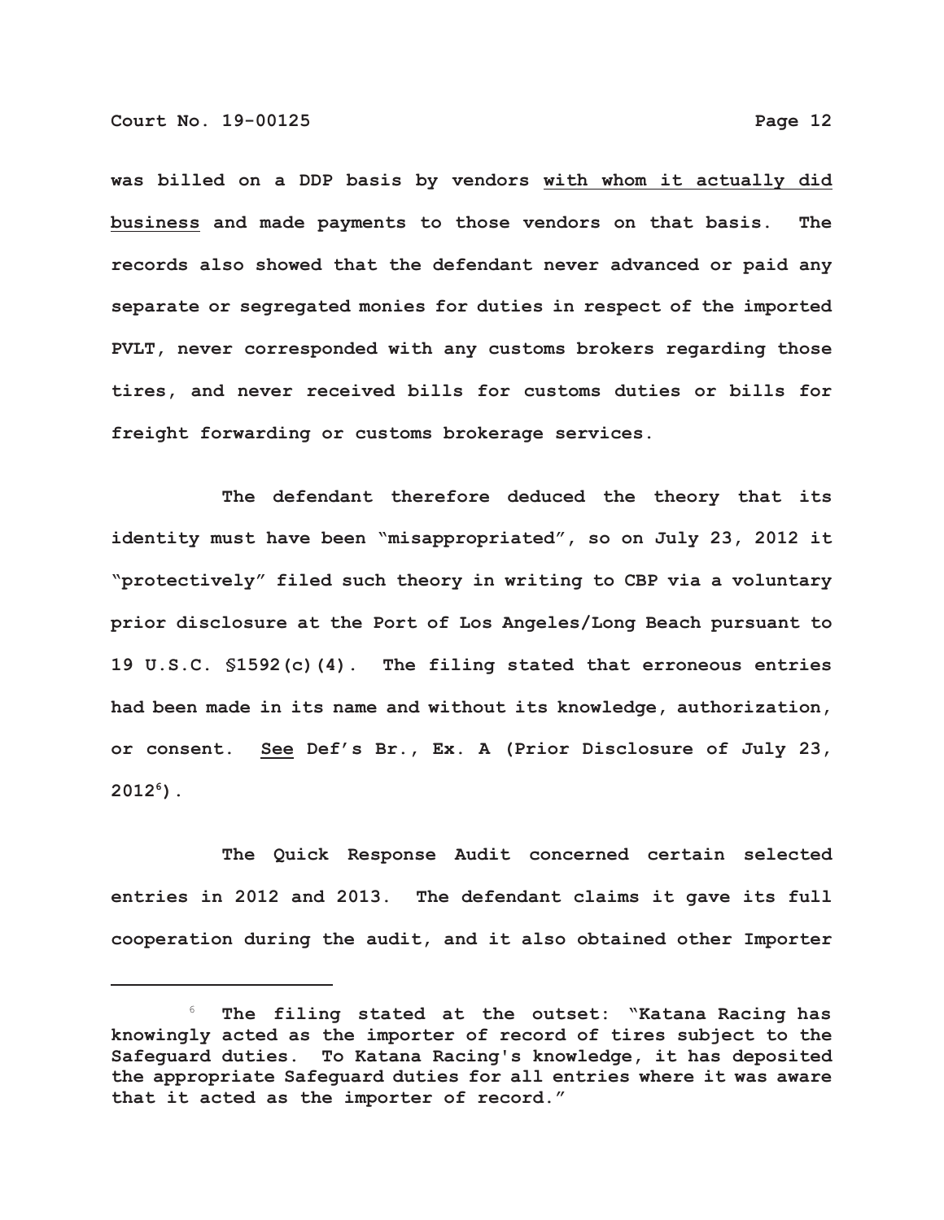was billed on a DDP basis by vendors with whom it actually did business and made payments to those vendors on that basis. The records also showed that the defendant never advanced or paid any separate or segregated monies for duties in respect of the imported PVLT, never corresponded with any customs brokers regarding those tires, and never received bills for customs duties or bills for freight forwarding or customs brokerage services.

The defendant therefore deduced the theory that its identity must have been "misappropriated", so on July 23, 2012 it "protectively" filed such theory in writing to CBP via a voluntary prior disclosure at the Port of Los Angeles/Long Beach pursuant to 19 U.S.C. §1592(c)(4). The filing stated that erroneous entries had been made in its name and without its knowledge, authorization, or consent. See Def's Br., Ex. A (Prior Disclosure of July 23, 2012[6]).

The Quick Response Audit concerned certain selected entries in 2012 and 2013. The defendant claims it gave its full cooperation during the audit, and it also obtained other Importer

[6] The filing stated at the outset: "Katana Racing has knowingly acted as the importer of record of tires subject to the Safeguard duties. To Katana Racing's knowledge, it has deposited the appropriate Safeguard duties for all entries where it was aware that it acted as the importer of record."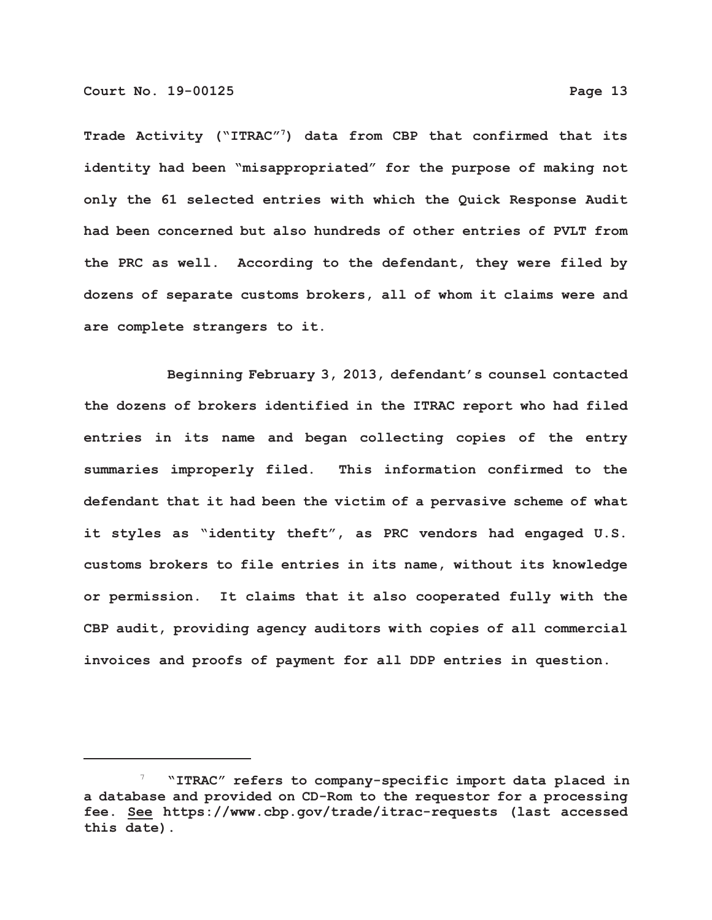Trade Activity ("ITRAC"[7]) data from CBP that confirmed that its identity had been "misappropriated" for the purpose of making not only the 61 selected entries with which the Quick Response Audit had been concerned but also hundreds of other entries of PVLT from the PRC as well. According to the defendant, they were filed by dozens of separate customs brokers, all of whom it claims were and are complete strangers to it.

Beginning February 3, 2013, defendant's counsel contacted the dozens of brokers identified in the ITRAC report who had filed entries in its name and began collecting copies of the entry summaries improperly filed. This information confirmed to the defendant that it had been the victim of a pervasive scheme of what it styles as "identity theft", as PRC vendors had engaged U.S. customs brokers to file entries in its name, without its knowledge or permission. It claims that it also cooperated fully with the CBP audit, providing agency auditors with copies of all commercial invoices and proofs of payment for all DDP entries in question.

---

[7] "ITRAC" refers to company-specific import data placed in a database and provided on CD-Rom to the requestor for a processing fee. See https://www.cbp.gov/trade/itrac-requests (last accessed this date).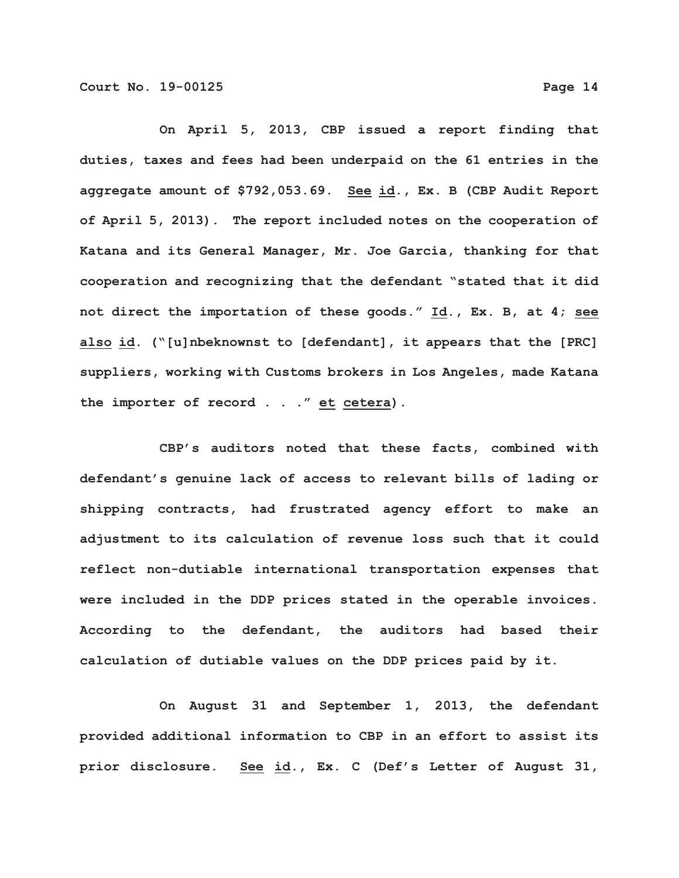On April 5, 2013, CBP issued a report finding that duties, taxes and fees had been underpaid on the 61 entries in the aggregate amount of $792,053.69. See id., Ex. B (CBP Audit Report of April 5, 2013). The report included notes on the cooperation of Katana and its General Manager, Mr. Joe Garcia, thanking for that cooperation and recognizing that the defendant "stated that it did not direct the importation of these goods." Id., Ex. B, at 4; see also id. ("[u]nbeknownst to [defendant], it appears that the [PRC] suppliers, working with Customs brokers in Los Angeles, made Katana the importer of record . . ." et cetera).

CBP's auditors noted that these facts, combined with defendant's genuine lack of access to relevant bills of lading or shipping contracts, had frustrated agency effort to make an adjustment to its calculation of revenue loss such that it could reflect non-dutiable international transportation expenses that were included in the DDP prices stated in the operable invoices. According to the defendant, the auditors had based their calculation of dutiable values on the DDP prices paid by it.

On August 31 and September 1, 2013, the defendant provided additional information to CBP in an effort to assist its prior disclosure. See id., Ex. C (Def's Letter of August 31,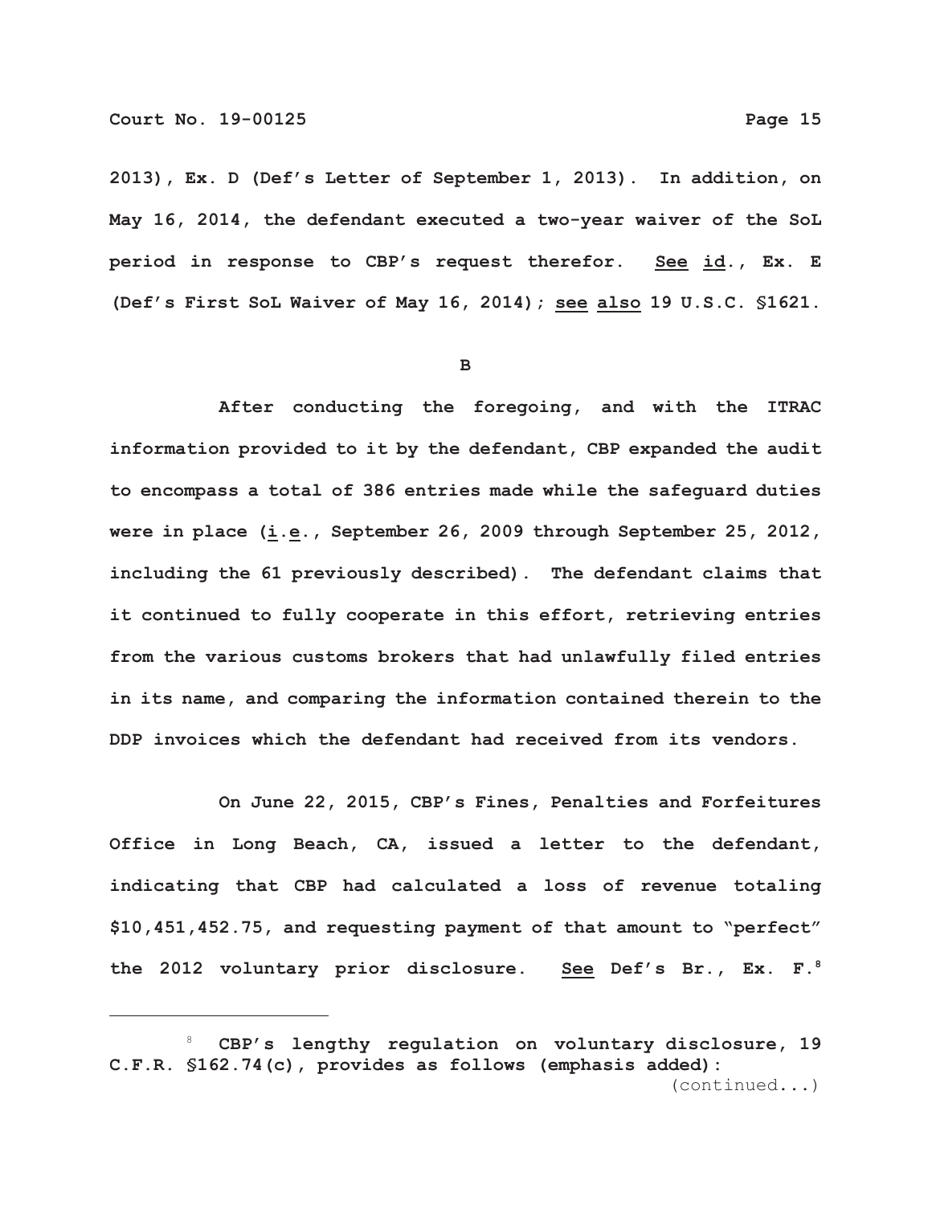2013), Ex. D (Def's Letter of September 1, 2013). In addition, on May 16, 2014, the defendant executed a two-year waiver of the SoL period in response to CBP's request therefor. See id., Ex. E (Def's First SoL Waiver of May 16, 2014); see also 19 U.S.C. §1621.

B

After conducting the foregoing, and with the ITRAC information provided to it by the defendant, CBP expanded the audit to encompass a total of 386 entries made while the safeguard duties were in place (i.e., September 26, 2009 through September 25, 2012, including the 61 previously described). The defendant claims that it continued to fully cooperate in this effort, retrieving entries from the various customs brokers that had unlawfully filed entries in its name, and comparing the information contained therein to the DDP invoices which the defendant had received from its vendors.

On June 22, 2015, CBP's Fines, Penalties and Forfeitures Office in Long Beach, CA, issued a letter to the defendant, indicating that CBP had calculated a loss of revenue totaling $10,451,452.75, and requesting payment of that amount to "perfect" the 2012 voluntary prior disclosure. See Def's Br., Ex. F.[8]

---

[8] CBP's lengthy regulation on voluntary disclosure, 19 C.F.R. §162.74(c), provides as follows (emphasis added):

(continued...)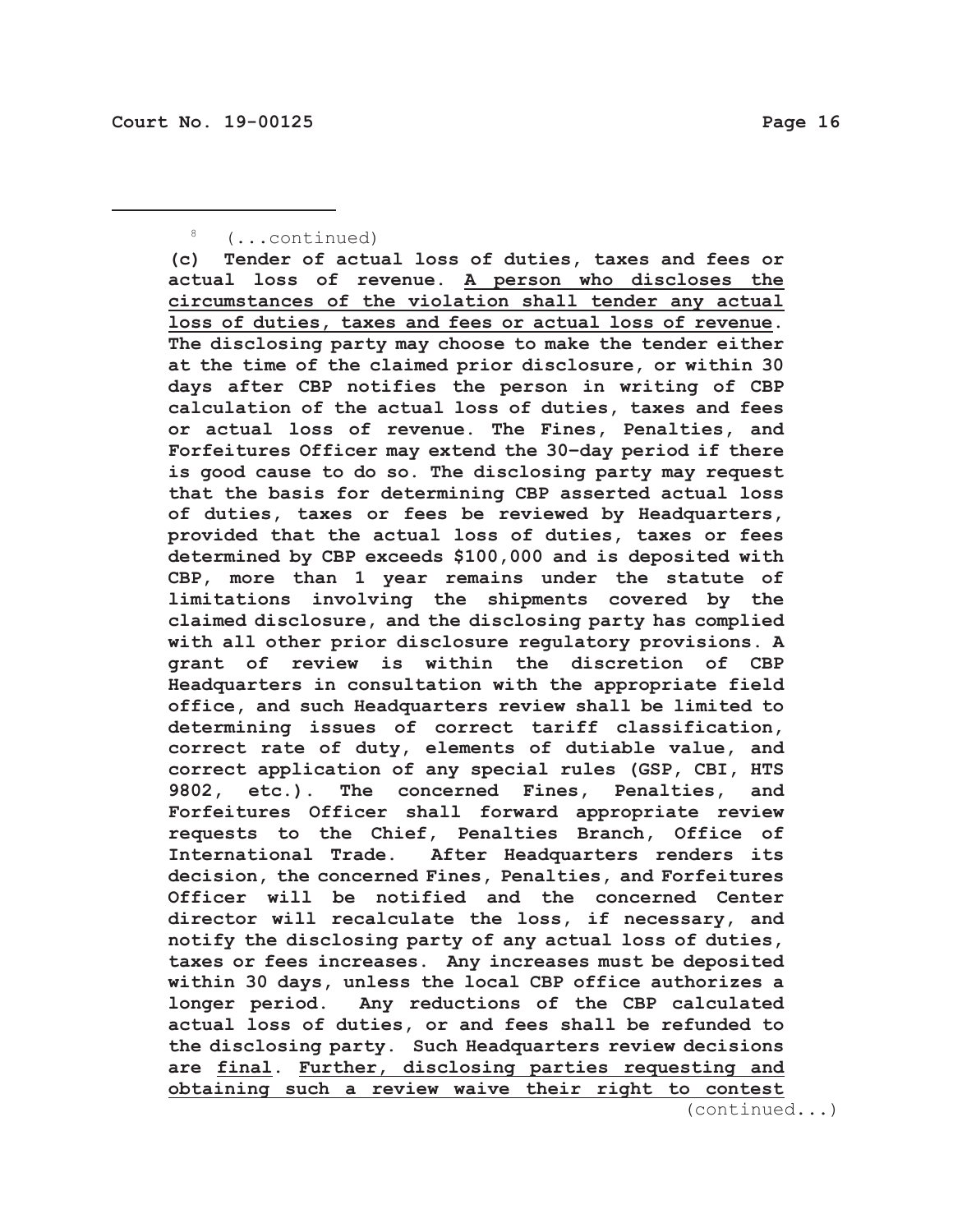[8] (...continued)

**(c) Tender of actual loss of duties, taxes and fees or actual loss of revenue. <u>A person who discloses the circumstances of the violation shall tender any actual loss of duties, taxes and fees or actual loss of revenue</u>. The disclosing party may choose to make the tender either at the time of the claimed prior disclosure, or within 30 days after CBP notifies the person in writing of CBP calculation of the actual loss of duties, taxes and fees or actual loss of revenue. The Fines, Penalties, and Forfeitures Officer may extend the 30–day period if there is good cause to do so. The disclosing party may request that the basis for determining CBP asserted actual loss of duties, taxes or fees be reviewed by Headquarters, provided that the actual loss of duties, taxes or fees determined by CBP exceeds $100,000 and is deposited with CBP, more than 1 year remains under the statute of limitations involving the shipments covered by the claimed disclosure, and the disclosing party has complied with all other prior disclosure regulatory provisions. A grant of review is within the discretion of CBP Headquarters in consultation with the appropriate field office, and such Headquarters review shall be limited to determining issues of correct tariff classification, correct rate of duty, elements of dutiable value, and correct application of any special rules (GSP, CBI, HTS 9802, etc.). The concerned Fines, Penalties, and Forfeitures Officer shall forward appropriate review requests to the Chief, Penalties Branch, Office of International Trade. After Headquarters renders its decision, the concerned Fines, Penalties, and Forfeitures Officer will be notified and the concerned Center director will recalculate the loss, if necessary, and notify the disclosing party of any actual loss of duties, taxes or fees increases. Any increases must be deposited within 30 days, unless the local CBP office authorizes a longer period. Any reductions of the CBP calculated actual loss of duties, or and fees shall be refunded to the disclosing party. Such Headquarters review decisions are <u>final</u>. <u>Further, disclosing parties requesting and obtaining such a review waive their right to contest</u>**

(continued...)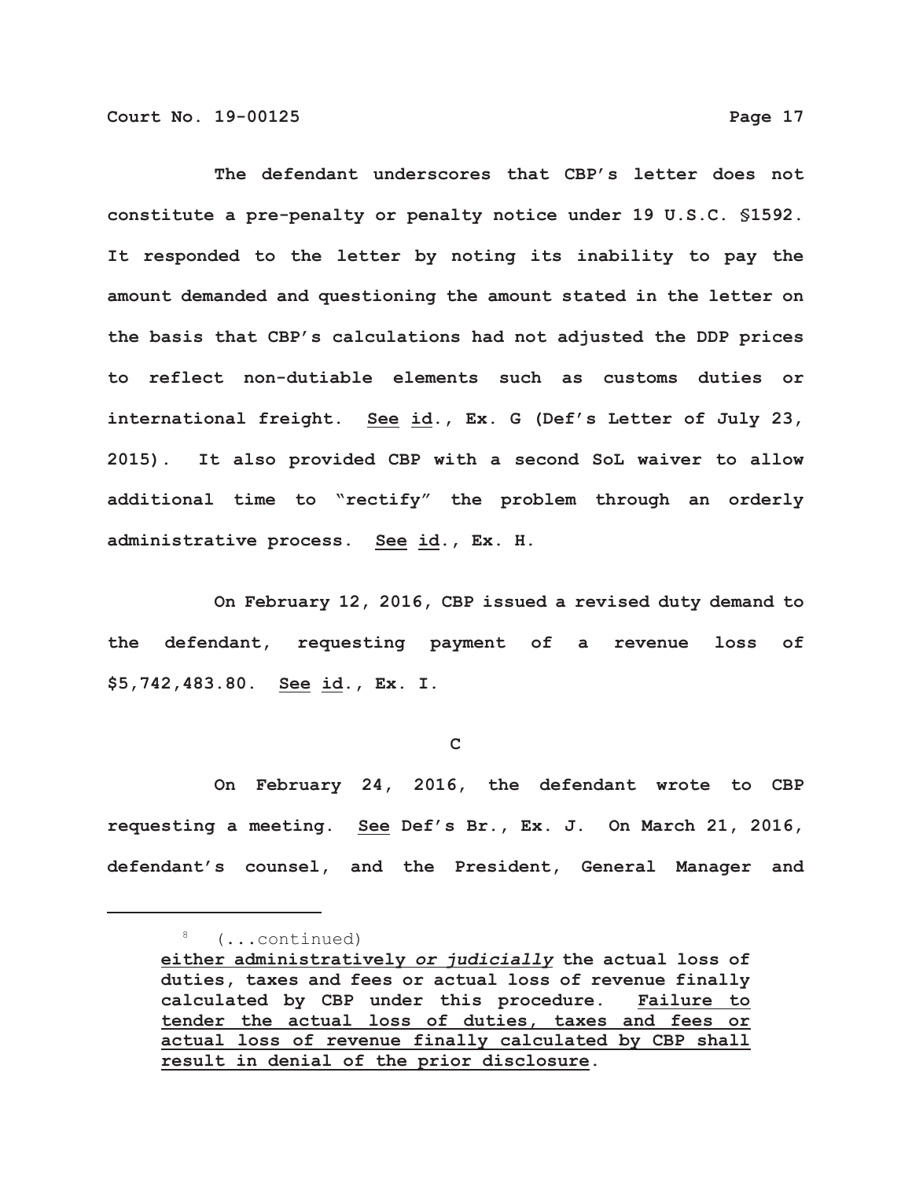The defendant underscores that CBP's letter does not constitute a pre-penalty or penalty notice under 19 U.S.C. §1592. It responded to the letter by noting its inability to pay the amount demanded and questioning the amount stated in the letter on the basis that CBP's calculations had not adjusted the DDP prices to reflect non-dutiable elements such as customs duties or international freight. See id., Ex. G (Def's Letter of July 23, 2015). It also provided CBP with a second SoL waiver to allow additional time to "rectify" the problem through an orderly administrative process. See id., Ex. H.

On February 12, 2016, CBP issued a revised duty demand to the defendant, requesting payment of a revenue loss of $5,742,483.80. See id., Ex. I.

C

On February 24, 2016, the defendant wrote to CBP requesting a meeting. See Def's Br., Ex. J. On March 21, 2016, defendant's counsel, and the President, General Manager and

---

[8] (...continued)
either administratively *or judicially* the actual loss of duties, taxes and fees or actual loss of revenue finally calculated by CBP under this procedure. Failure to tender the actual loss of duties, taxes and fees or actual loss of revenue finally calculated by CBP shall result in denial of the prior disclosure.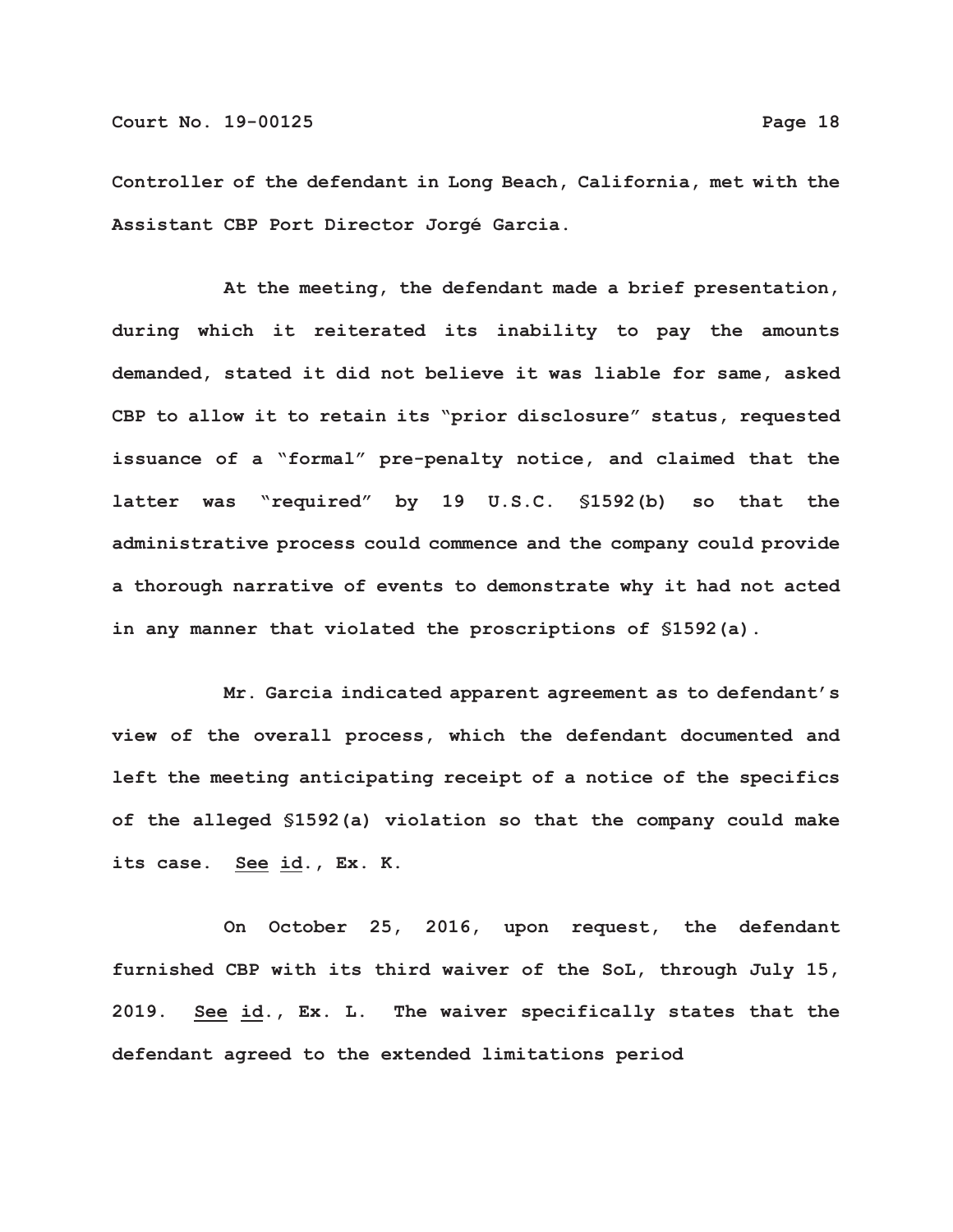Controller of the defendant in Long Beach, California, met with the Assistant CBP Port Director Jorgé Garcia.

At the meeting, the defendant made a brief presentation, during which it reiterated its inability to pay the amounts demanded, stated it did not believe it was liable for same, asked CBP to allow it to retain its "prior disclosure" status, requested issuance of a "formal" pre-penalty notice, and claimed that the latter was "required" by 19 U.S.C. §1592(b) so that the administrative process could commence and the company could provide a thorough narrative of events to demonstrate why it had not acted in any manner that violated the proscriptions of §1592(a).

Mr. Garcia indicated apparent agreement as to defendant's view of the overall process, which the defendant documented and left the meeting anticipating receipt of a notice of the specifics of the alleged §1592(a) violation so that the company could make its case. See id., Ex. K.

On October 25, 2016, upon request, the defendant furnished CBP with its third waiver of the SoL, through July 15, 2019. See id., Ex. L. The waiver specifically states that the defendant agreed to the extended limitations period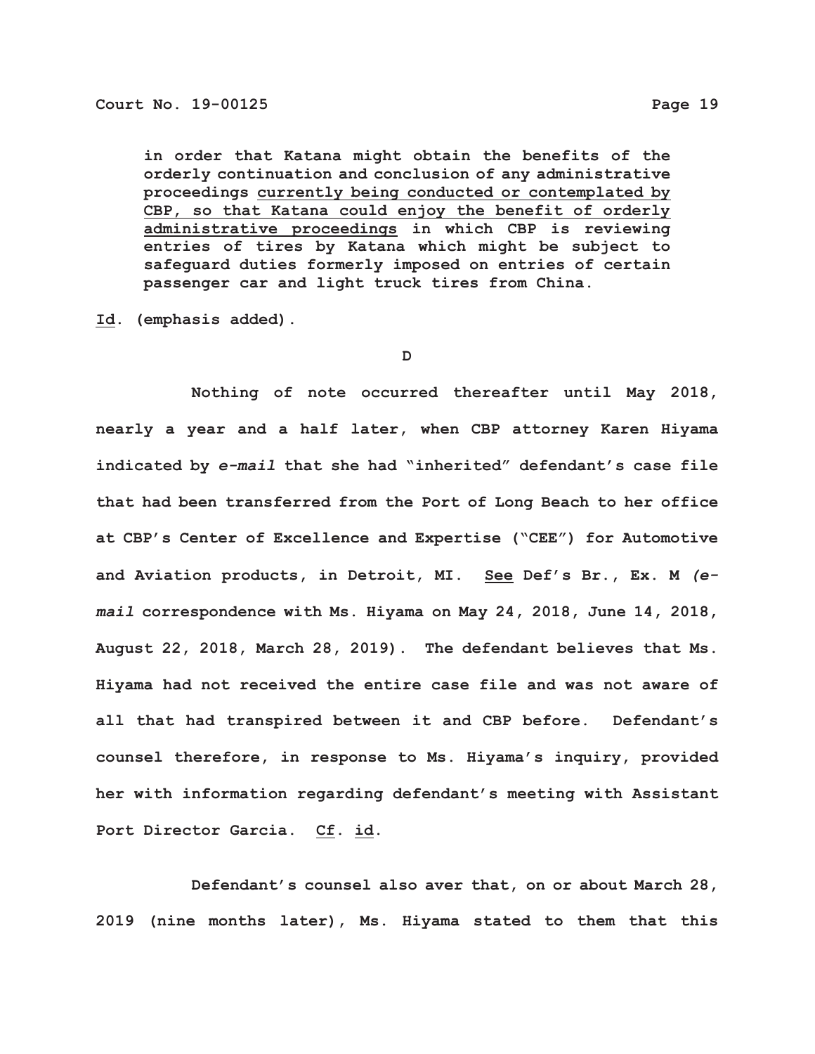> in order that Katana might obtain the benefits of the orderly continuation and conclusion of any administrative proceedings <u>currently being conducted or contemplated by CBP, so that Katana could enjoy the benefit of orderly administrative proceedings</u> in which CBP is reviewing entries of tires by Katana which might be subject to safeguard duties formerly imposed on entries of certain passenger car and light truck tires from China.

<u>Id</u>. (emphasis added).

D

Nothing of note occurred thereafter until May 2018, nearly a year and a half later, when CBP attorney Karen Hiyama indicated by *e-mail* that she had "inherited" defendant's case file that had been transferred from the Port of Long Beach to her office at CBP's Center of Excellence and Expertise ("CEE") for Automotive and Aviation products, in Detroit, MI. <u>See</u> Def's Br., Ex. M *(e-mail* correspondence with Ms. Hiyama on May 24, 2018, June 14, 2018, August 22, 2018, March 28, 2019). The defendant believes that Ms. Hiyama had not received the entire case file and was not aware of all that had transpired between it and CBP before. Defendant's counsel therefore, in response to Ms. Hiyama's inquiry, provided her with information regarding defendant's meeting with Assistant Port Director Garcia. <u>Cf</u>. <u>id</u>.

Defendant's counsel also aver that, on or about March 28, 2019 (nine months later), Ms. Hiyama stated to them that this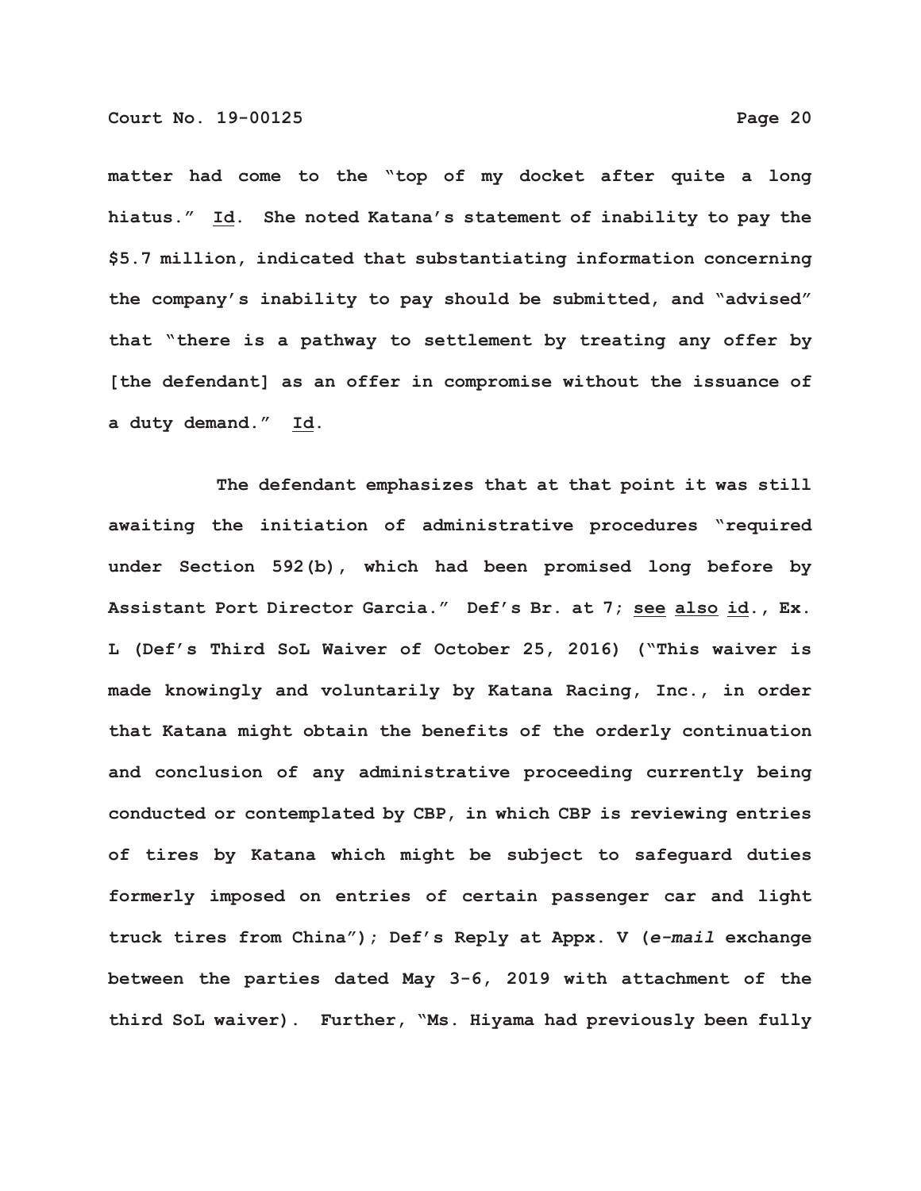matter had come to the "top of my docket after quite a long hiatus." Id. She noted Katana's statement of inability to pay the $5.7 million, indicated that substantiating information concerning the company's inability to pay should be submitted, and "advised" that "there is a pathway to settlement by treating any offer by [the defendant] as an offer in compromise without the issuance of a duty demand." Id.

The defendant emphasizes that at that point it was still awaiting the initiation of administrative procedures "required under Section 592(b), which had been promised long before by Assistant Port Director Garcia." Def's Br. at 7; see also id., Ex. L (Def's Third SoL Waiver of October 25, 2016) ("This waiver is made knowingly and voluntarily by Katana Racing, Inc., in order that Katana might obtain the benefits of the orderly continuation and conclusion of any administrative proceeding currently being conducted or contemplated by CBP, in which CBP is reviewing entries of tires by Katana which might be subject to safeguard duties formerly imposed on entries of certain passenger car and light truck tires from China"); Def's Reply at Appx. V (*e-mail* exchange between the parties dated May 3-6, 2019 with attachment of the third SoL waiver). Further, "Ms. Hiyama had previously been fully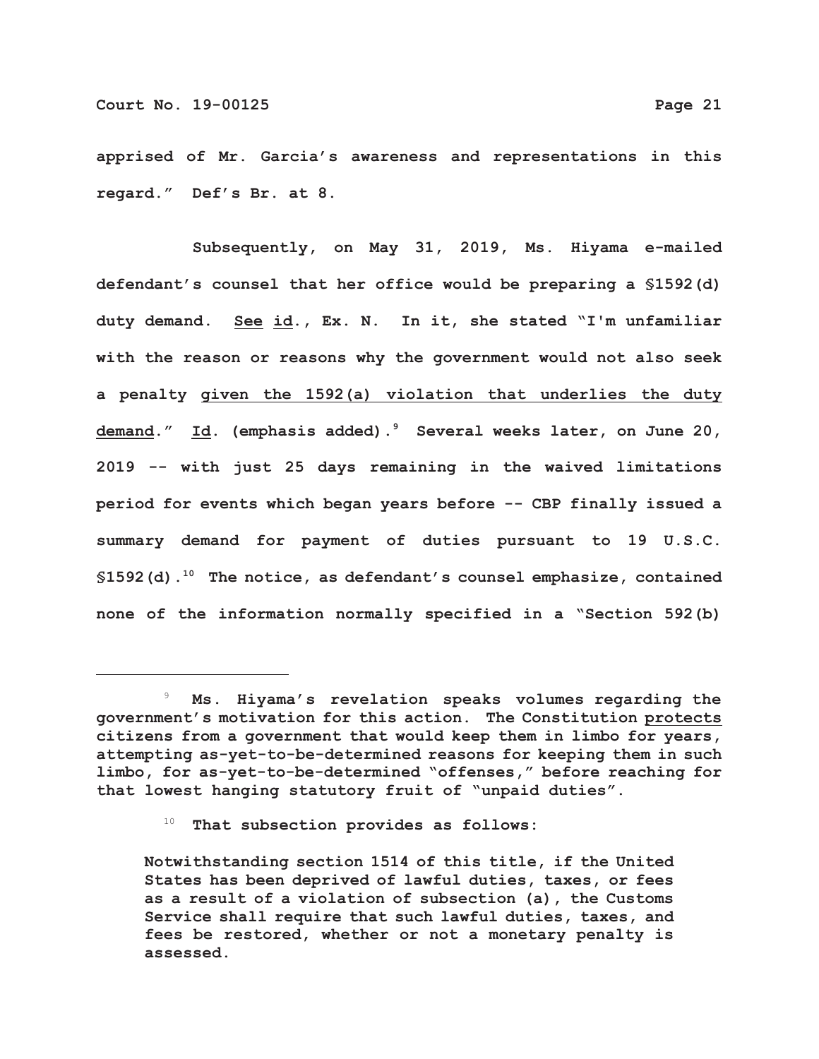apprised of Mr. Garcia's awareness and representations in this regard." Def's Br. at 8.

Subsequently, on May 31, 2019, Ms. Hiyama e-mailed defendant's counsel that her office would be preparing a §1592(d) duty demand. See id., Ex. N. In it, she stated "I'm unfamiliar with the reason or reasons why the government would not also seek a penalty given the 1592(a) violation that underlies the duty demand." Id. (emphasis added).[9] Several weeks later, on June 20, 2019 -- with just 25 days remaining in the waived limitations period for events which began years before -- CBP finally issued a summary demand for payment of duties pursuant to 19 U.S.C. §1592(d).[10] The notice, as defendant's counsel emphasize, contained none of the information normally specified in a "Section 592(b)

---

[9] Ms. Hiyama's revelation speaks volumes regarding the government's motivation for this action. The Constitution protects citizens from a government that would keep them in limbo for years, attempting as-yet-to-be-determined reasons for keeping them in such limbo, for as-yet-to-be-determined "offenses," before reaching for that lowest hanging statutory fruit of "unpaid duties".

[10] That subsection provides as follows:

> Notwithstanding section 1514 of this title, if the United States has been deprived of lawful duties, taxes, or fees as a result of a violation of subsection (a), the Customs Service shall require that such lawful duties, taxes, and fees be restored, whether or not a monetary penalty is assessed.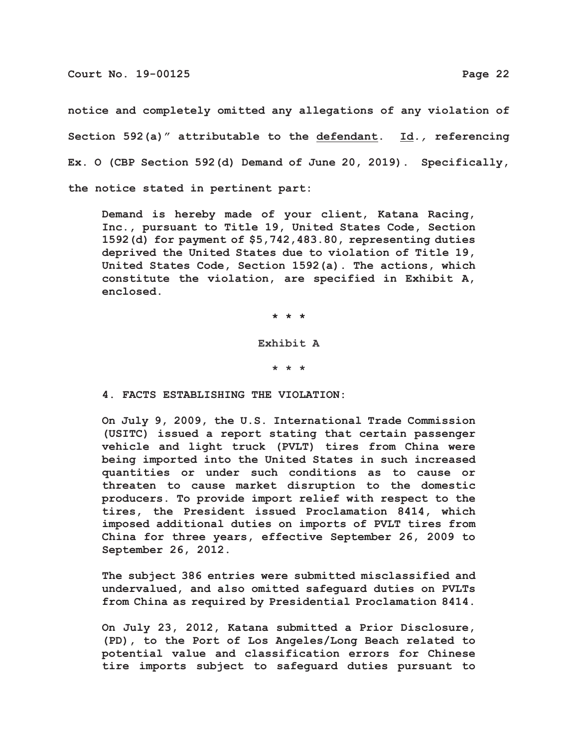notice and completely omitted any allegations of any violation of Section 592(a)" attributable to the <u>defendant</u>. <u>Id</u>., referencing Ex. O (CBP Section 592(d) Demand of June 20, 2019). Specifically, the notice stated in pertinent part:

> Demand is hereby made of your client, Katana Racing, Inc., pursuant to Title 19, United States Code, Section 1592(d) for payment of $5,742,483.80, representing duties deprived the United States due to violation of Title 19, United States Code, Section 1592(a). The actions, which constitute the violation, are specified in Exhibit A, enclosed.
>
> \* \* \*
>
> Exhibit A
>
> \* \* \*
>
> 4. FACTS ESTABLISHING THE VIOLATION:
>
> On July 9, 2009, the U.S. International Trade Commission (USITC) issued a report stating that certain passenger vehicle and light truck (PVLT) tires from China were being imported into the United States in such increased quantities or under such conditions as to cause or threaten to cause market disruption to the domestic producers. To provide import relief with respect to the tires, the President issued Proclamation 8414, which imposed additional duties on imports of PVLT tires from China for three years, effective September 26, 2009 to September 26, 2012.
>
> The subject 386 entries were submitted misclassified and undervalued, and also omitted safeguard duties on PVLTs from China as required by Presidential Proclamation 8414.
>
> On July 23, 2012, Katana submitted a Prior Disclosure, (PD), to the Port of Los Angeles/Long Beach related to potential value and classification errors for Chinese tire imports subject to safeguard duties pursuant to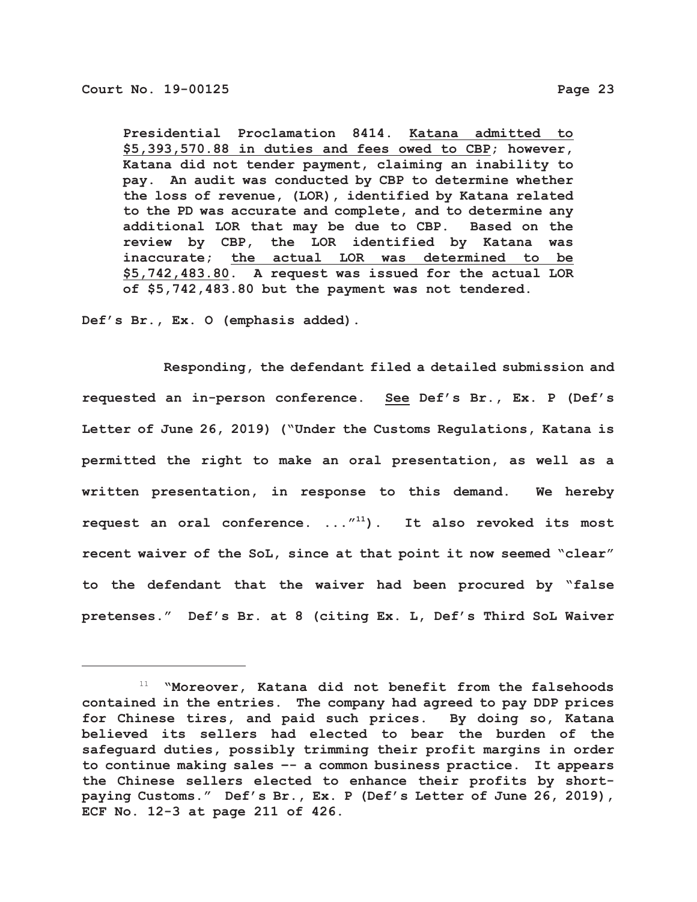> Presidential Proclamation 8414. <u>Katana admitted to $5,393,570.88 in duties and fees owed to CBP</u>; however, Katana did not tender payment, claiming an inability to pay. An audit was conducted by CBP to determine whether the loss of revenue, (LOR), identified by Katana related to the PD was accurate and complete, and to determine any additional LOR that may be due to CBP. Based on the review by CBP, the LOR identified by Katana was inaccurate; <u>the actual LOR was determined to be $5,742,483.80</u>. A request was issued for the actual LOR of $5,742,483.80 but the payment was not tendered.

Def's Br., Ex. O (emphasis added).

Responding, the defendant filed a detailed submission and requested an in-person conference. <u>See</u> Def's Br., Ex. P (Def's Letter of June 26, 2019) ("Under the Customs Regulations, Katana is permitted the right to make an oral presentation, as well as a written presentation, in response to this demand. We hereby request an oral conference. ..."[11]). It also revoked its most recent waiver of the SoL, since at that point it now seemed "clear" to the defendant that the waiver had been procured by "false pretenses." Def's Br. at 8 (citing Ex. L, Def's Third SoL Waiver

---

[11] "Moreover, Katana did not benefit from the falsehoods contained in the entries. The company had agreed to pay DDP prices for Chinese tires, and paid such prices. By doing so, Katana believed its sellers had elected to bear the burden of the safeguard duties, possibly trimming their profit margins in order to continue making sales -- a common business practice. It appears the Chinese sellers elected to enhance their profits by short-paying Customs." Def's Br., Ex. P (Def's Letter of June 26, 2019), ECF No. 12-3 at page 211 of 426.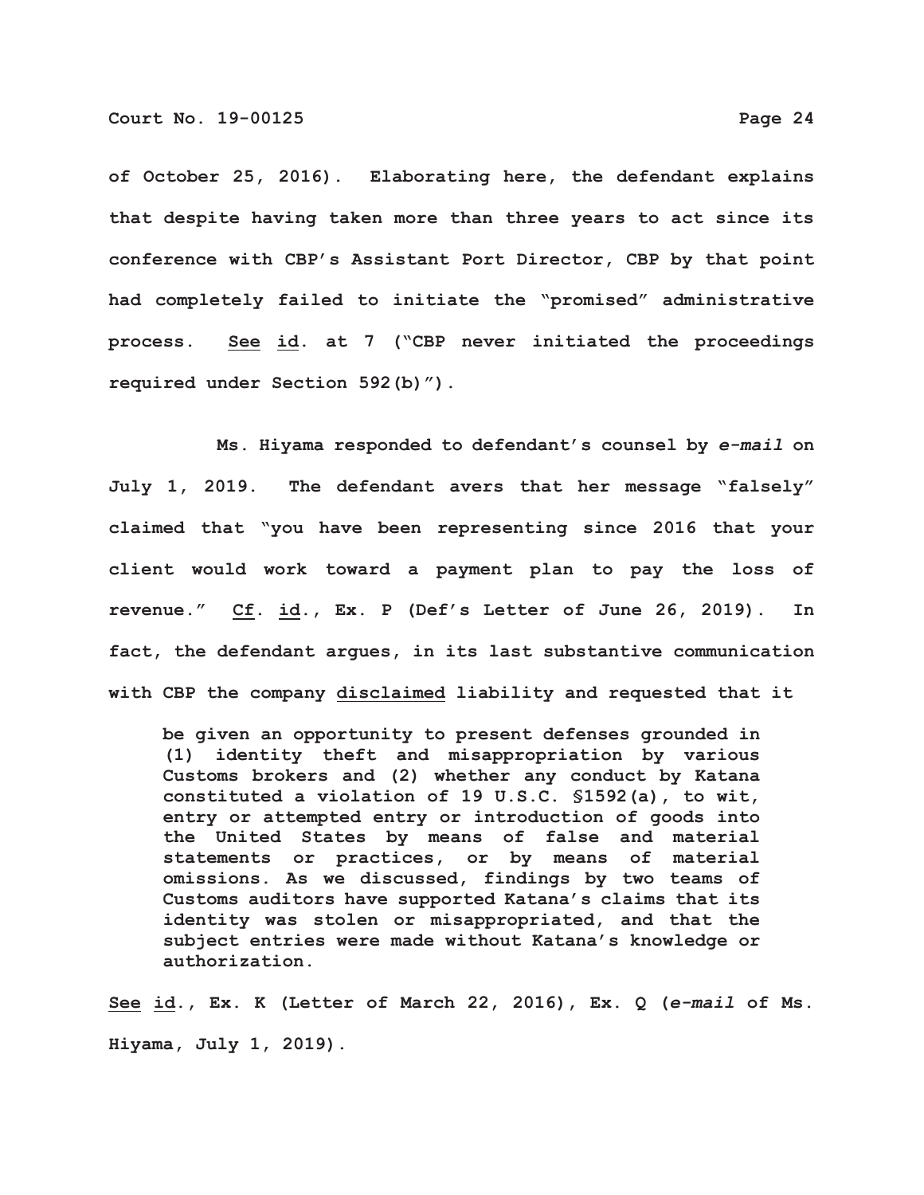of October 25, 2016). Elaborating here, the defendant explains that despite having taken more than three years to act since its conference with CBP's Assistant Port Director, CBP by that point had completely failed to initiate the "promised" administrative process. See id. at 7 ("CBP never initiated the proceedings required under Section 592(b)").

Ms. Hiyama responded to defendant's counsel by *e-mail* on July 1, 2019. The defendant avers that her message "falsely" claimed that "you have been representing since 2016 that your client would work toward a payment plan to pay the loss of revenue." Cf. id., Ex. P (Def's Letter of June 26, 2019). In fact, the defendant argues, in its last substantive communication with CBP the company disclaimed liability and requested that it

> be given an opportunity to present defenses grounded in (1) identity theft and misappropriation by various Customs brokers and (2) whether any conduct by Katana constituted a violation of 19 U.S.C. §1592(a), to wit, entry or attempted entry or introduction of goods into the United States by means of false and material statements or practices, or by means of material omissions. As we discussed, findings by two teams of Customs auditors have supported Katana's claims that its identity was stolen or misappropriated, and that the subject entries were made without Katana's knowledge or authorization.

See id., Ex. K (Letter of March 22, 2016), Ex. Q (*e-mail* of Ms. Hiyama, July 1, 2019).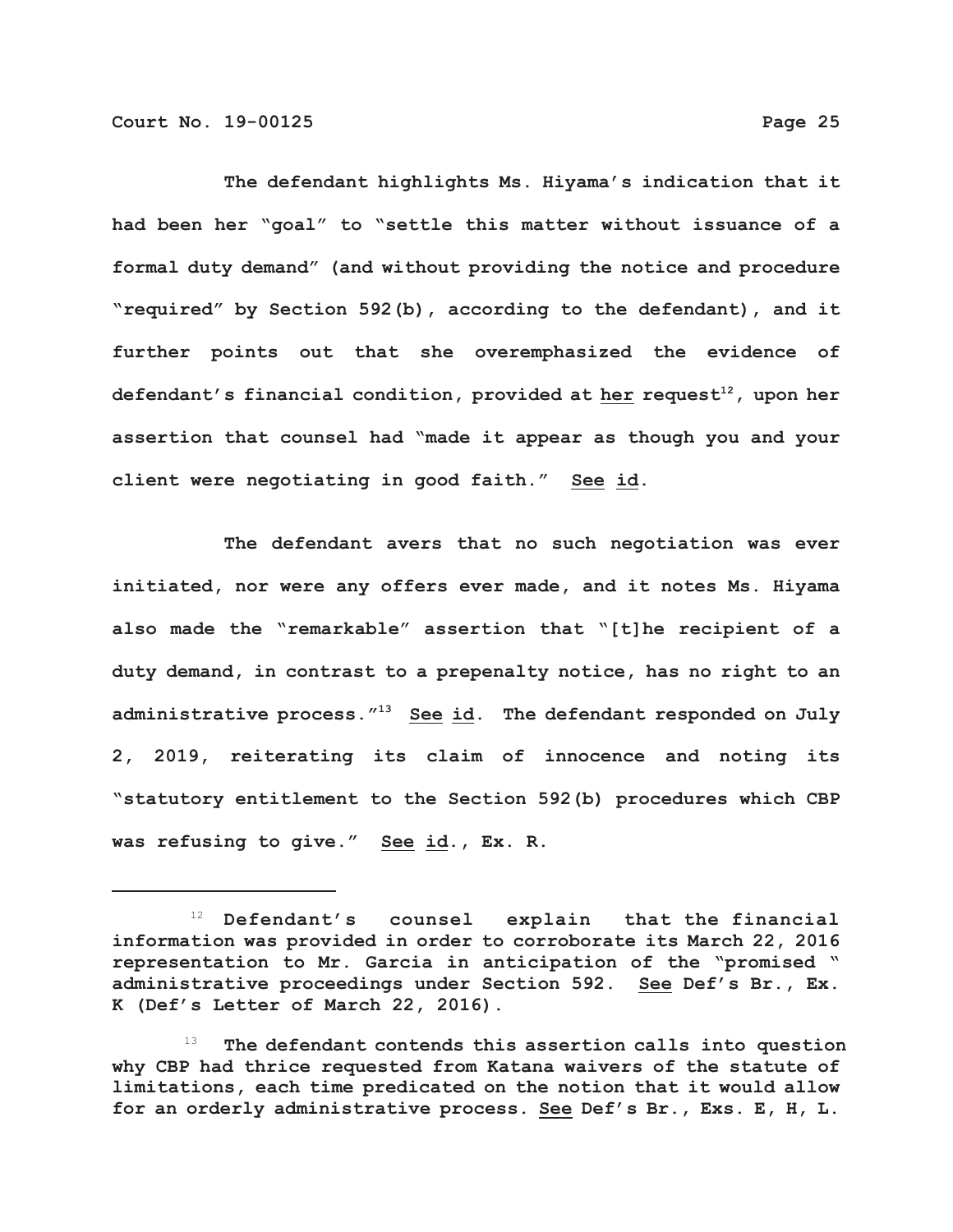The defendant highlights Ms. Hiyama's indication that it had been her "goal" to "settle this matter without issuance of a formal duty demand" (and without providing the notice and procedure "required" by Section 592(b), according to the defendant), and it further points out that she overemphasized the evidence of defendant's financial condition, provided at <u>her</u> request[12], upon her assertion that counsel had "made it appear as though you and your client were negotiating in good faith." <u>See</u> <u>id</u>.

The defendant avers that no such negotiation was ever initiated, nor were any offers ever made, and it notes Ms. Hiyama also made the "remarkable" assertion that "[t]he recipient of a duty demand, in contrast to a prepenalty notice, has no right to an administrative process."[13] <u>See</u> <u>id</u>. The defendant responded on July 2, 2019, reiterating its claim of innocence and noting its "statutory entitlement to the Section 592(b) procedures which CBP was refusing to give." <u>See</u> <u>id</u>., Ex. R.

---

[12] Defendant's counsel explain that the financial information was provided in order to corroborate its March 22, 2016 representation to Mr. Garcia in anticipation of the "promised " administrative proceedings under Section 592. <u>See</u> Def's Br., Ex. K (Def's Letter of March 22, 2016).

[13] The defendant contends this assertion calls into question why CBP had thrice requested from Katana waivers of the statute of limitations, each time predicated on the notion that it would allow for an orderly administrative process. <u>See</u> Def's Br., Exs. E, H, L.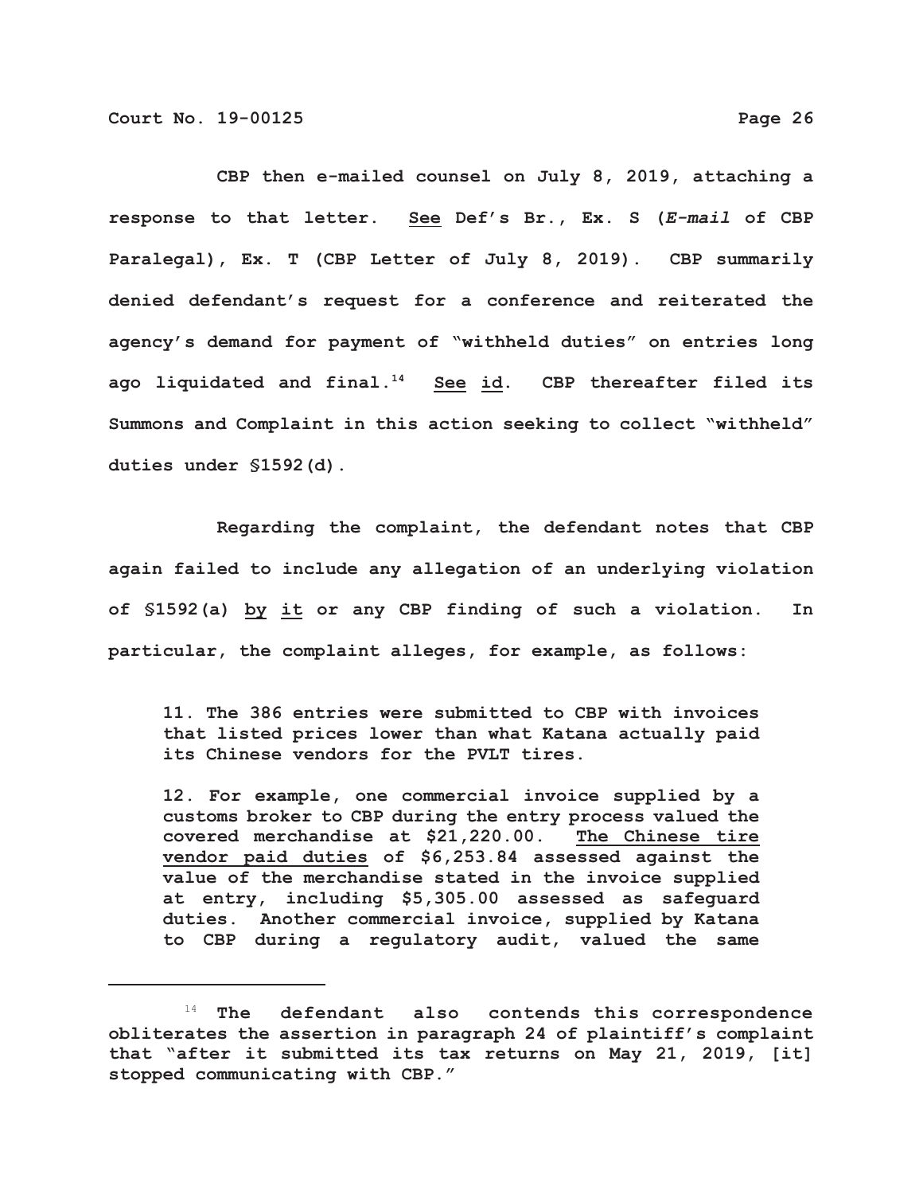CBP then e-mailed counsel on July 8, 2019, attaching a response to that letter. See Def's Br., Ex. S (*E-mail* of CBP Paralegal), Ex. T (CBP Letter of July 8, 2019). CBP summarily denied defendant's request for a conference and reiterated the agency's demand for payment of "withheld duties" on entries long ago liquidated and final.[14] See id. CBP thereafter filed its Summons and Complaint in this action seeking to collect "withheld" duties under §1592(d).

Regarding the complaint, the defendant notes that CBP again failed to include any allegation of an underlying violation of §1592(a) by it or any CBP finding of such a violation. In particular, the complaint alleges, for example, as follows:

> 11. The 386 entries were submitted to CBP with invoices that listed prices lower than what Katana actually paid its Chinese vendors for the PVLT tires.
>
> 12. For example, one commercial invoice supplied by a customs broker to CBP during the entry process valued the covered merchandise at $21,220.00. The Chinese tire vendor paid duties of $6,253.84 assessed against the value of the merchandise stated in the invoice supplied at entry, including $5,305.00 assessed as safeguard duties. Another commercial invoice, supplied by Katana to CBP during a regulatory audit, valued the same

[14] The defendant also contends this correspondence obliterates the assertion in paragraph 24 of plaintiff's complaint that "after it submitted its tax returns on May 21, 2019, [it] stopped communicating with CBP."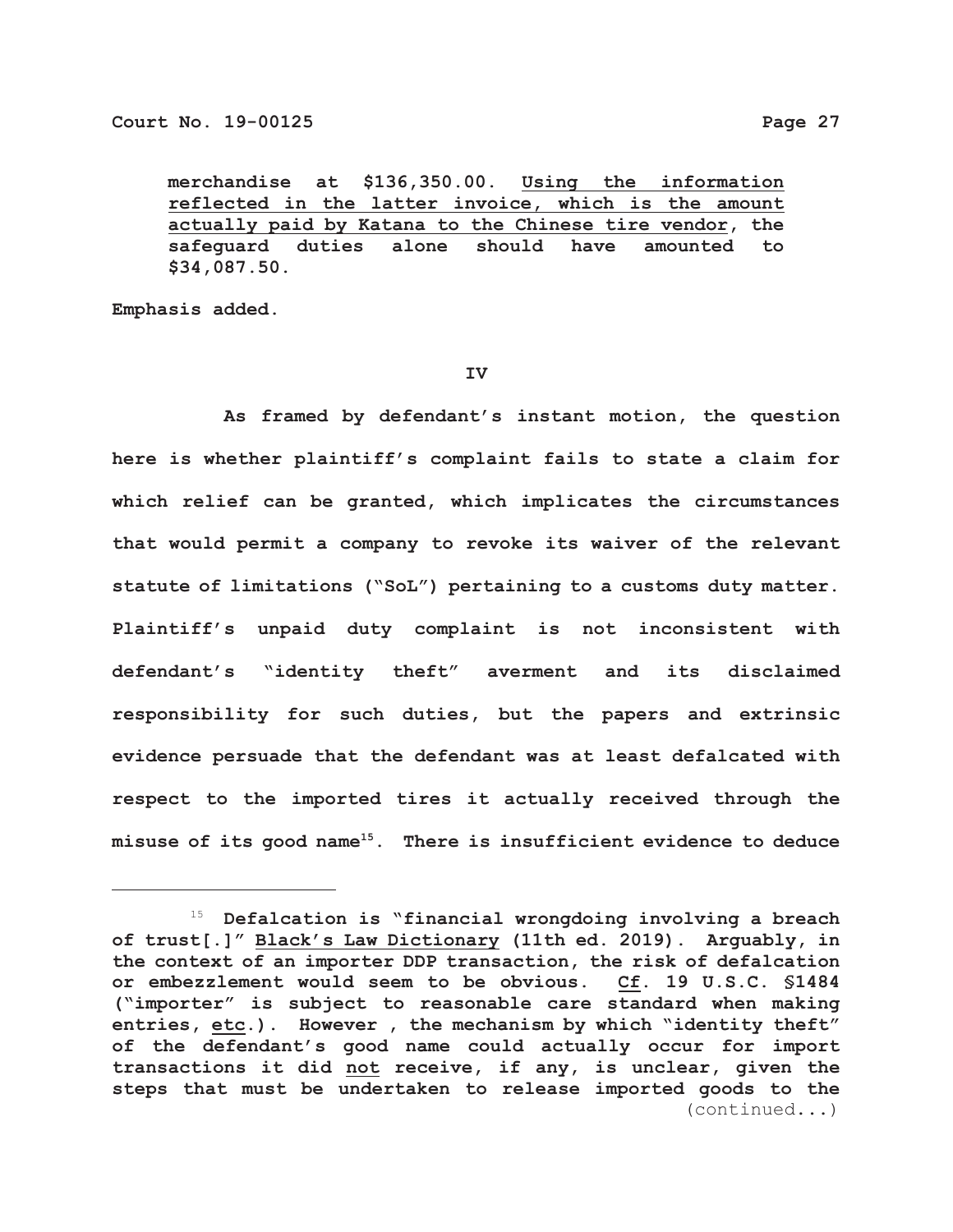merchandise at $136,350.00. <u>Using the information reflected in the latter invoice, which is the amount actually paid by Katana to the Chinese tire vendor</u>, the safeguard duties alone should have amounted to $34,087.50.

Emphasis added.

## IV

As framed by defendant's instant motion, the question here is whether plaintiff's complaint fails to state a claim for which relief can be granted, which implicates the circumstances that would permit a company to revoke its waiver of the relevant statute of limitations ("SoL") pertaining to a customs duty matter. Plaintiff's unpaid duty complaint is not inconsistent with defendant's "identity theft" averment and its disclaimed responsibility for such duties, but the papers and extrinsic evidence persuade that the defendant was at least defalcated with respect to the imported tires it actually received through the misuse of its good name[15]. There is insufficient evidence to deduce

---

[15] Defalcation is "financial wrongdoing involving a breach of trust[.]" <u>Black's Law Dictionary</u> (11th ed. 2019). Arguably, in the context of an importer DDP transaction, the risk of defalcation or embezzlement would seem to be obvious. <u>Cf</u>. 19 U.S.C. §1484 ("importer" is subject to reasonable care standard when making entries, <u>etc</u>.). However , the mechanism by which "identity theft" of the defendant's good name could actually occur for import transactions it did <u>not</u> receive, if any, is unclear, given the steps that must be undertaken to release imported goods to the (continued...)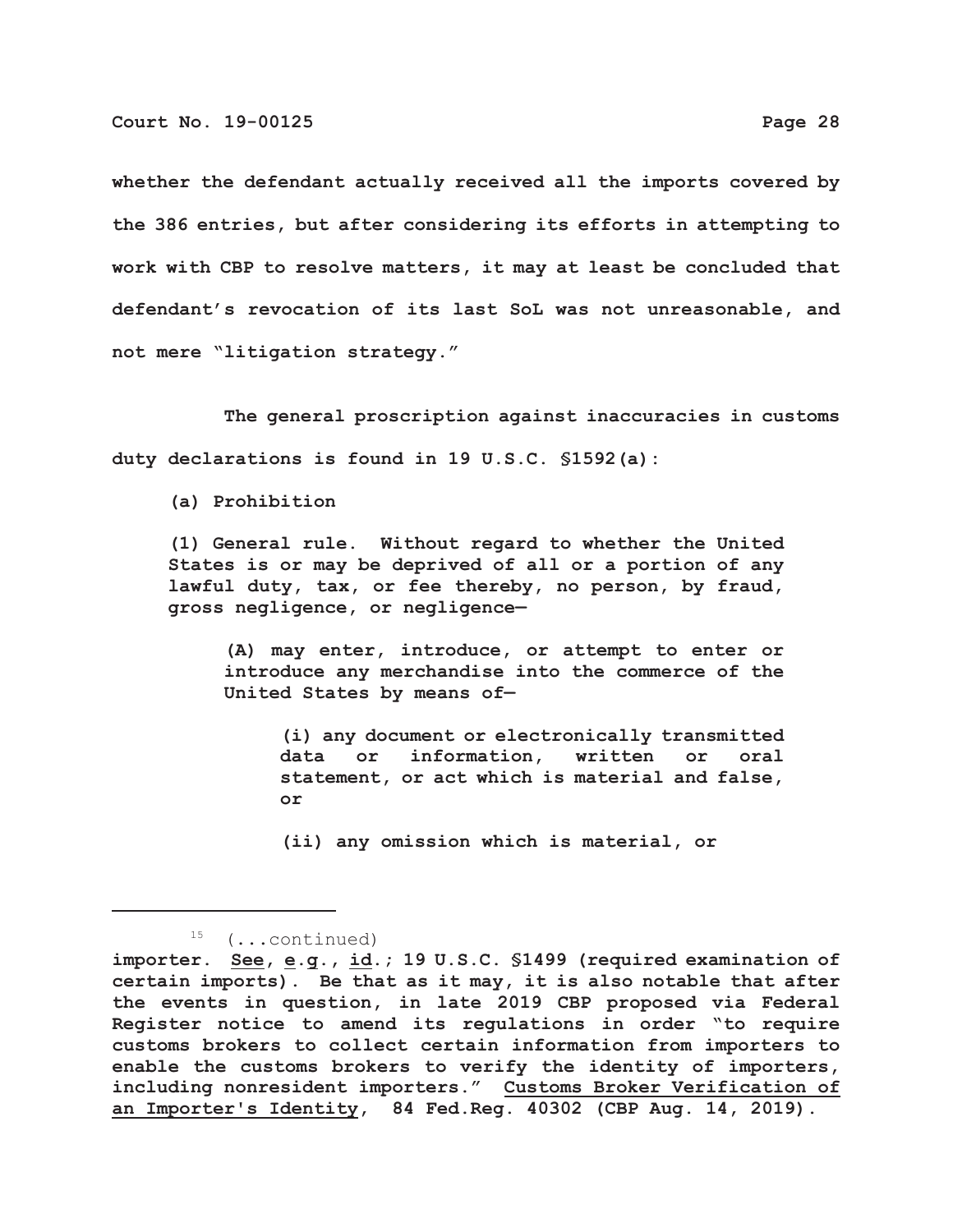whether the defendant actually received all the imports covered by the 386 entries, but after considering its efforts in attempting to work with CBP to resolve matters, it may at least be concluded that defendant's revocation of its last SoL was not unreasonable, and not mere "litigation strategy."

The general proscription against inaccuracies in customs duty declarations is found in 19 U.S.C. §1592(a):

> (a) Prohibition
>
> (1) General rule. Without regard to whether the United States is or may be deprived of all or a portion of any lawful duty, tax, or fee thereby, no person, by fraud, gross negligence, or negligence—
>
> > (A) may enter, introduce, or attempt to enter or introduce any merchandise into the commerce of the United States by means of—
> >
> > > (i) any document or electronically transmitted data or information, written or oral statement, or act which is material and false, or
> > >
> > > (ii) any omission which is material, or

---

[15] (...continued)
importer. See, e.g., id.; 19 U.S.C. §1499 (required examination of certain imports). Be that as it may, it is also notable that after the events in question, in late 2019 CBP proposed via Federal Register notice to amend its regulations in order "to require customs brokers to collect certain information from importers to enable the customs brokers to verify the identity of importers, including nonresident importers." Customs Broker Verification of an Importer's Identity, 84 Fed.Reg. 40302 (CBP Aug. 14, 2019).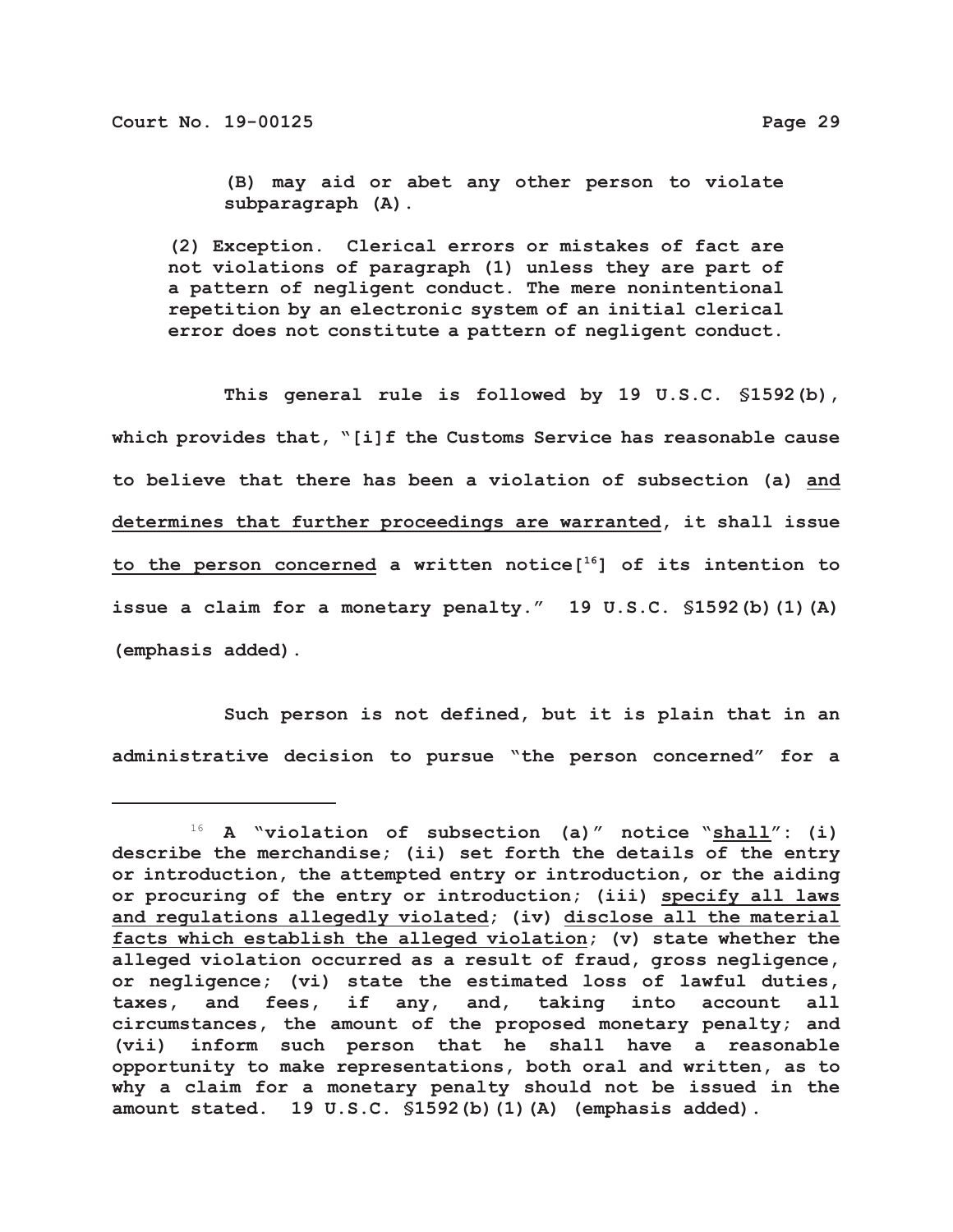> (B) may aid or abet any other person to violate subparagraph (A).
>
> (2) Exception. Clerical errors or mistakes of fact are not violations of paragraph (1) unless they are part of a pattern of negligent conduct. The mere nonintentional repetition by an electronic system of an initial clerical error does not constitute a pattern of negligent conduct.

This general rule is followed by 19 U.S.C. §1592(b), which provides that, "[i]f the Customs Service has reasonable cause to believe that there has been a violation of subsection (a) <u>and determines that further proceedings are warranted</u>, it shall issue <u>to the person concerned</u> a written notice[16] of its intention to issue a claim for a monetary penalty." 19 U.S.C. §1592(b)(1)(A) (emphasis added).

Such person is not defined, but it is plain that in an administrative decision to pursue "the person concerned" for a

---

[16] A "violation of subsection (a)" notice "<u>shall</u>": (i) describe the merchandise; (ii) set forth the details of the entry or introduction, the attempted entry or introduction, or the aiding or procuring of the entry or introduction; (iii) <u>specify all laws and regulations allegedly violated</u>; (iv) <u>disclose all the material facts which establish the alleged violation</u>; (v) state whether the alleged violation occurred as a result of fraud, gross negligence, or negligence; (vi) state the estimated loss of lawful duties, taxes, and fees, if any, and, taking into account all circumstances, the amount of the proposed monetary penalty; and (vii) inform such person that he shall have a reasonable opportunity to make representations, both oral and written, as to why a claim for a monetary penalty should not be issued in the amount stated. 19 U.S.C. §1592(b)(1)(A) (emphasis added).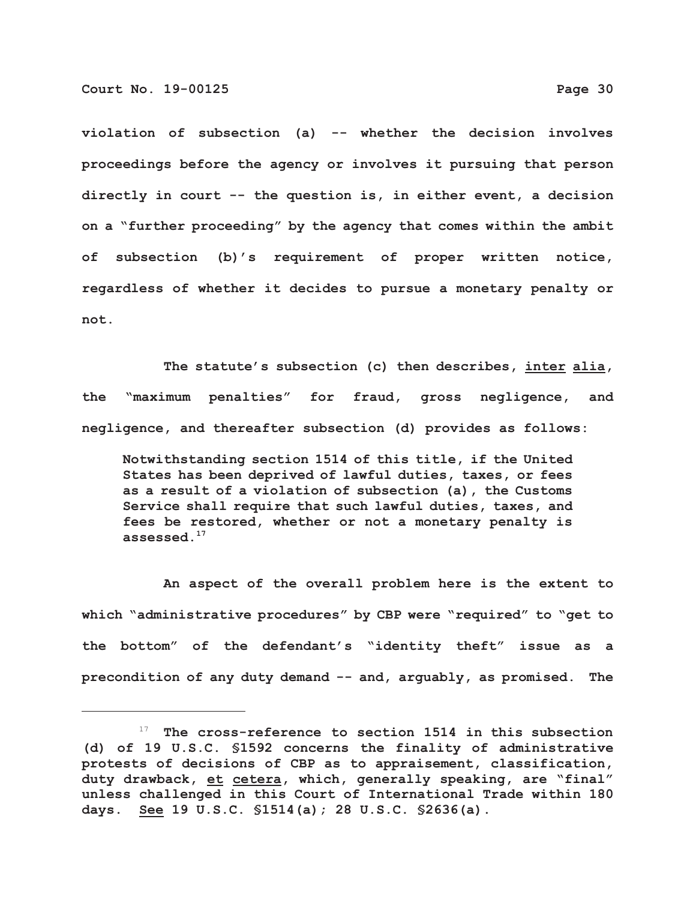violation of subsection (a) -- whether the decision involves proceedings before the agency or involves it pursuing that person directly in court -- the question is, in either event, a decision on a "further proceeding" by the agency that comes within the ambit of subsection (b)'s requirement of proper written notice, regardless of whether it decides to pursue a monetary penalty or not.

The statute's subsection (c) then describes, inter alia, the "maximum penalties" for fraud, gross negligence, and negligence, and thereafter subsection (d) provides as follows:

> Notwithstanding section 1514 of this title, if the United States has been deprived of lawful duties, taxes, or fees as a result of a violation of subsection (a), the Customs Service shall require that such lawful duties, taxes, and fees be restored, whether or not a monetary penalty is assessed.[17]

An aspect of the overall problem here is the extent to which "administrative procedures" by CBP were "required" to "get to the bottom" of the defendant's "identity theft" issue as a precondition of any duty demand -- and, arguably, as promised. The

[17] The cross-reference to section 1514 in this subsection (d) of 19 U.S.C. §1592 concerns the finality of administrative protests of decisions of CBP as to appraisement, classification, duty drawback, et cetera, which, generally speaking, are "final" unless challenged in this Court of International Trade within 180 days. See 19 U.S.C. §1514(a); 28 U.S.C. §2636(a).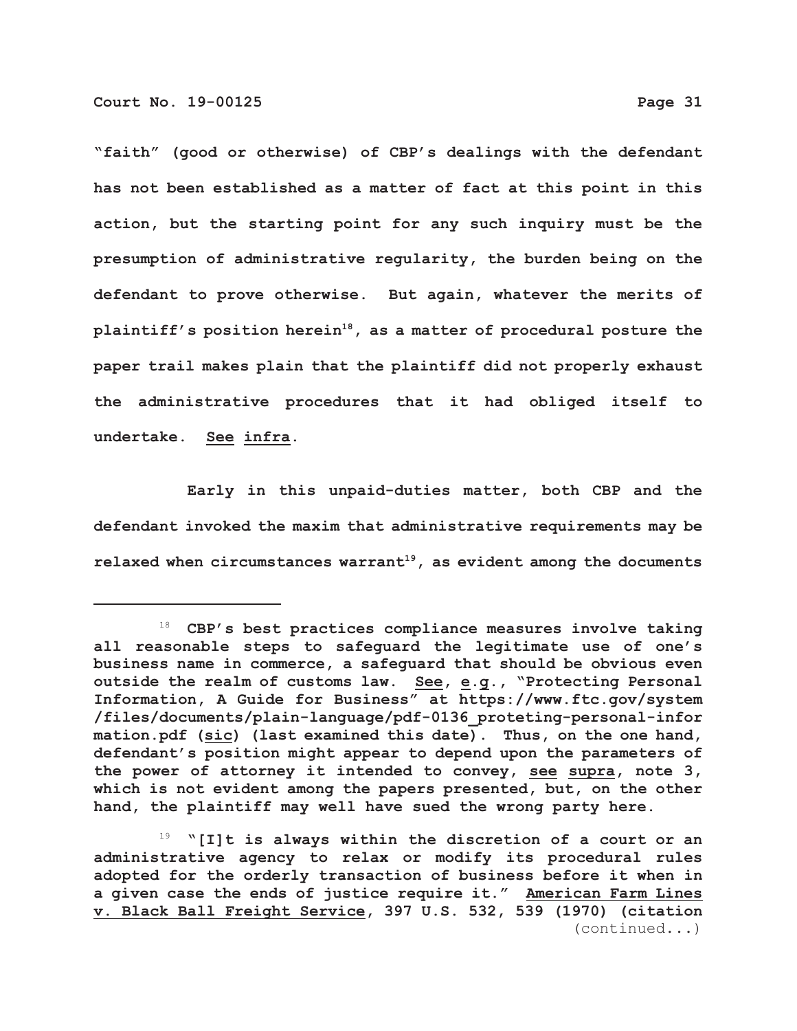"faith" (good or otherwise) of CBP's dealings with the defendant has not been established as a matter of fact at this point in this action, but the starting point for any such inquiry must be the presumption of administrative regularity, the burden being on the defendant to prove otherwise. But again, whatever the merits of plaintiff's position herein[18], as a matter of procedural posture the paper trail makes plain that the plaintiff did not properly exhaust the administrative procedures that it had obliged itself to undertake. See infra.

Early in this unpaid-duties matter, both CBP and the defendant invoked the maxim that administrative requirements may be relaxed when circumstances warrant[19], as evident among the documents

---

[18] CBP's best practices compliance measures involve taking all reasonable steps to safeguard the legitimate use of one's business name in commerce, a safeguard that should be obvious even outside the realm of customs law. See, e.g., "Protecting Personal Information, A Guide for Business" at https://www.ftc.gov/system/files/documents/plain-language/pdf-0136_proteting-personal-information.pdf (sic) (last examined this date). Thus, on the one hand, defendant's position might appear to depend upon the parameters of the power of attorney it intended to convey, see supra, note 3, which is not evident among the papers presented, but, on the other hand, the plaintiff may well have sued the wrong party here.

[19] "[I]t is always within the discretion of a court or an administrative agency to relax or modify its procedural rules adopted for the orderly transaction of business before it when in a given case the ends of justice require it." American Farm Lines v. Black Ball Freight Service, 397 U.S. 532, 539 (1970) (citation (continued...)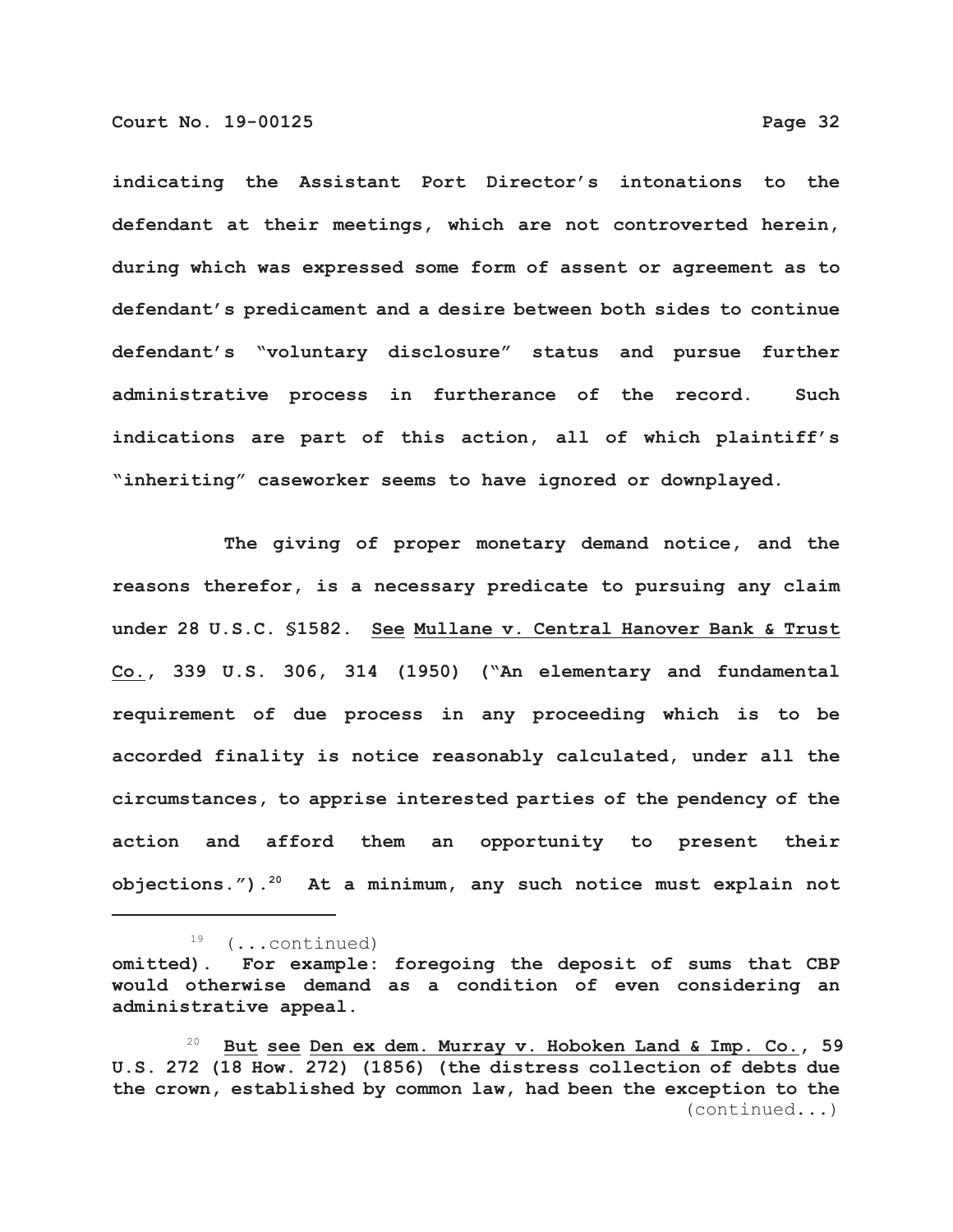indicating the Assistant Port Director's intonations to the defendant at their meetings, which are not controverted herein, during which was expressed some form of assent or agreement as to defendant's predicament and a desire between both sides to continue defendant's "voluntary disclosure" status and pursue further administrative process in furtherance of the record. Such indications are part of this action, all of which plaintiff's "inheriting" caseworker seems to have ignored or downplayed.

The giving of proper monetary demand notice, and the reasons therefor, is a necessary predicate to pursuing any claim under 28 U.S.C. §1582. See Mullane v. Central Hanover Bank & Trust Co., 339 U.S. 306, 314 (1950) ("An elementary and fundamental requirement of due process in any proceeding which is to be accorded finality is notice reasonably calculated, under all the circumstances, to apprise interested parties of the pendency of the action and afford them an opportunity to present their objections.").[20] At a minimum, any such notice must explain not

---

[19] (...continued) omitted). For example: foregoing the deposit of sums that CBP would otherwise demand as a condition of even considering an administrative appeal.

[20] But see Den ex dem. Murray v. Hoboken Land & Imp. Co., 59 U.S. 272 (18 How. 272) (1856) (the distress collection of debts due the crown, established by common law, had been the exception to the (continued...)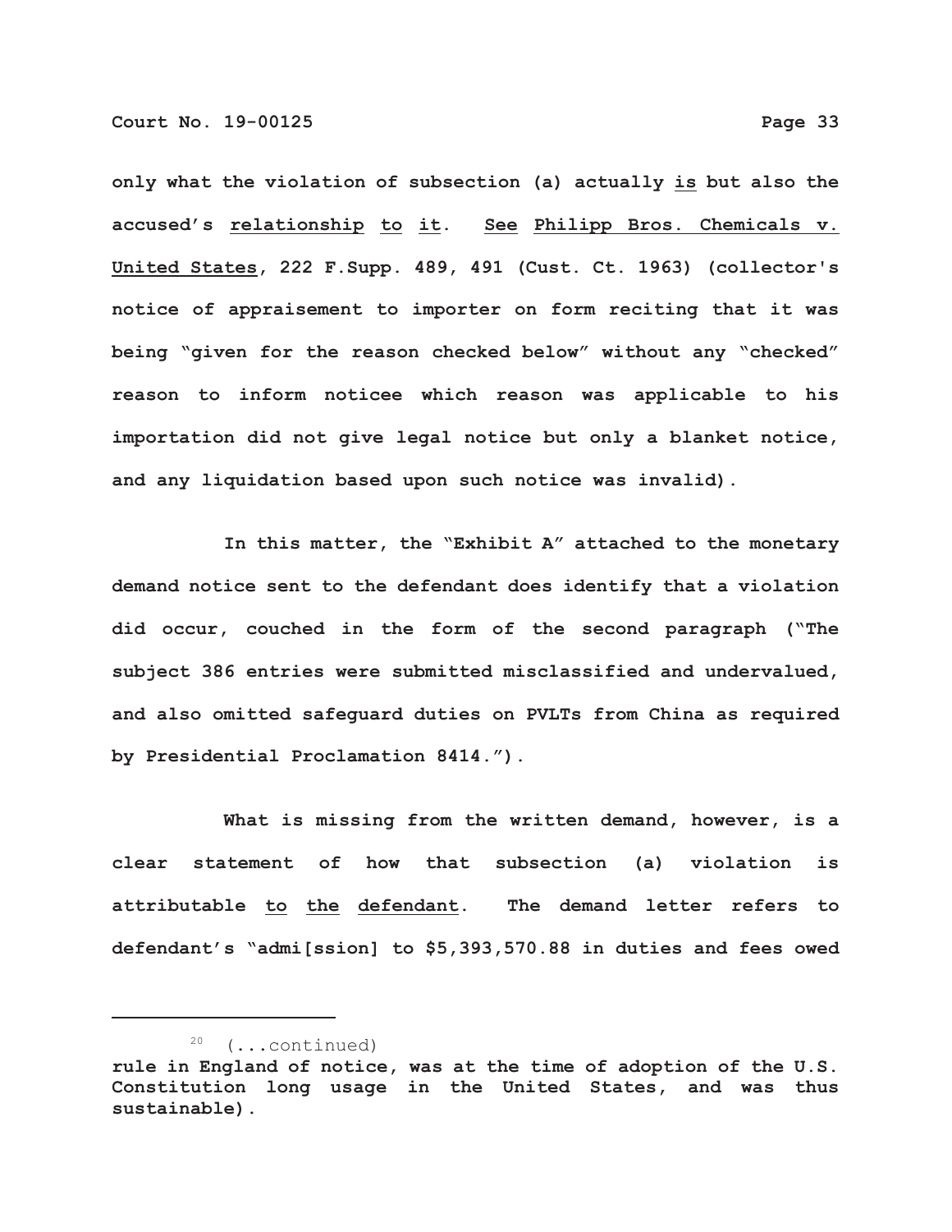only what the violation of subsection (a) actually is but also the accused's relationship to it. See Philipp Bros. Chemicals v. United States, 222 F.Supp. 489, 491 (Cust. Ct. 1963) (collector's notice of appraisement to importer on form reciting that it was being "given for the reason checked below" without any "checked" reason to inform noticee which reason was applicable to his importation did not give legal notice but only a blanket notice, and any liquidation based upon such notice was invalid).

In this matter, the "Exhibit A" attached to the monetary demand notice sent to the defendant does identify that a violation did occur, couched in the form of the second paragraph ("The subject 386 entries were submitted misclassified and undervalued, and also omitted safeguard duties on PVLTs from China as required by Presidential Proclamation 8414.").

What is missing from the written demand, however, is a clear statement of how that subsection (a) violation is attributable to the defendant. The demand letter refers to defendant's "admi[ssion] to $5,393,570.88 in duties and fees owed

---

[20] (...continued)
rule in England of notice, was at the time of adoption of the U.S. Constitution long usage in the United States, and was thus sustainable).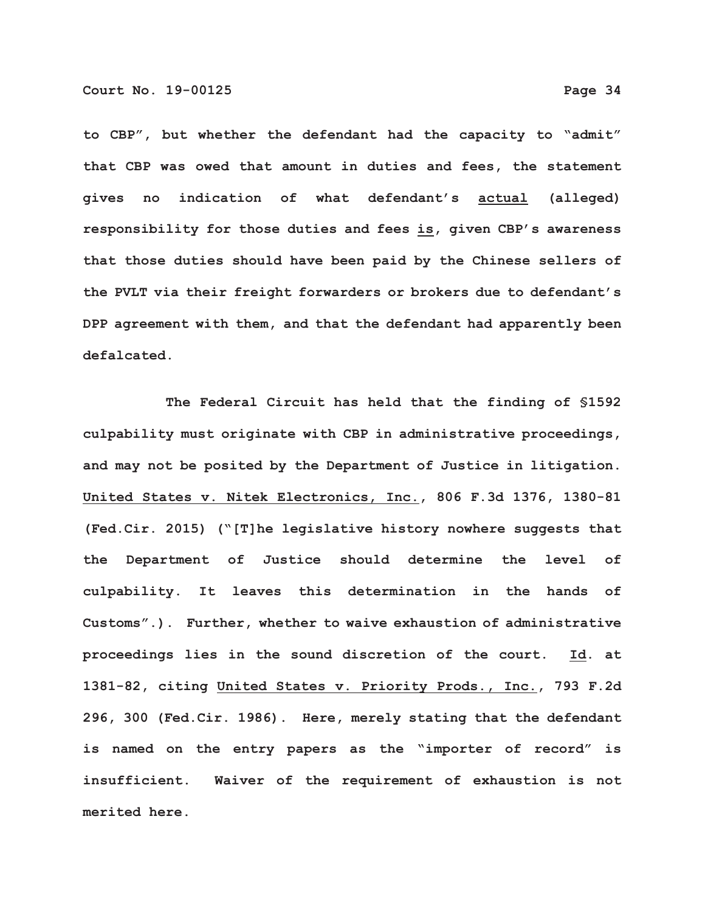to CBP", but whether the defendant had the capacity to "admit" that CBP was owed that amount in duties and fees, the statement gives no indication of what defendant's <u>actual</u> (alleged) responsibility for those duties and fees <u>is</u>, given CBP's awareness that those duties should have been paid by the Chinese sellers of the PVLT via their freight forwarders or brokers due to defendant's DPP agreement with them, and that the defendant had apparently been defalcated.

The Federal Circuit has held that the finding of §1592 culpability must originate with CBP in administrative proceedings, and may not be posited by the Department of Justice in litigation. <u>United States v. Nitek Electronics, Inc.</u>, 806 F.3d 1376, 1380-81 (Fed.Cir. 2015) ("[T]he legislative history nowhere suggests that the Department of Justice should determine the level of culpability. It leaves this determination in the hands of Customs".). Further, whether to waive exhaustion of administrative proceedings lies in the sound discretion of the court. <u>Id</u>. at 1381-82, citing <u>United States v. Priority Prods., Inc.</u>, 793 F.2d 296, 300 (Fed.Cir. 1986). Here, merely stating that the defendant is named on the entry papers as the "importer of record" is insufficient. Waiver of the requirement of exhaustion is not merited here.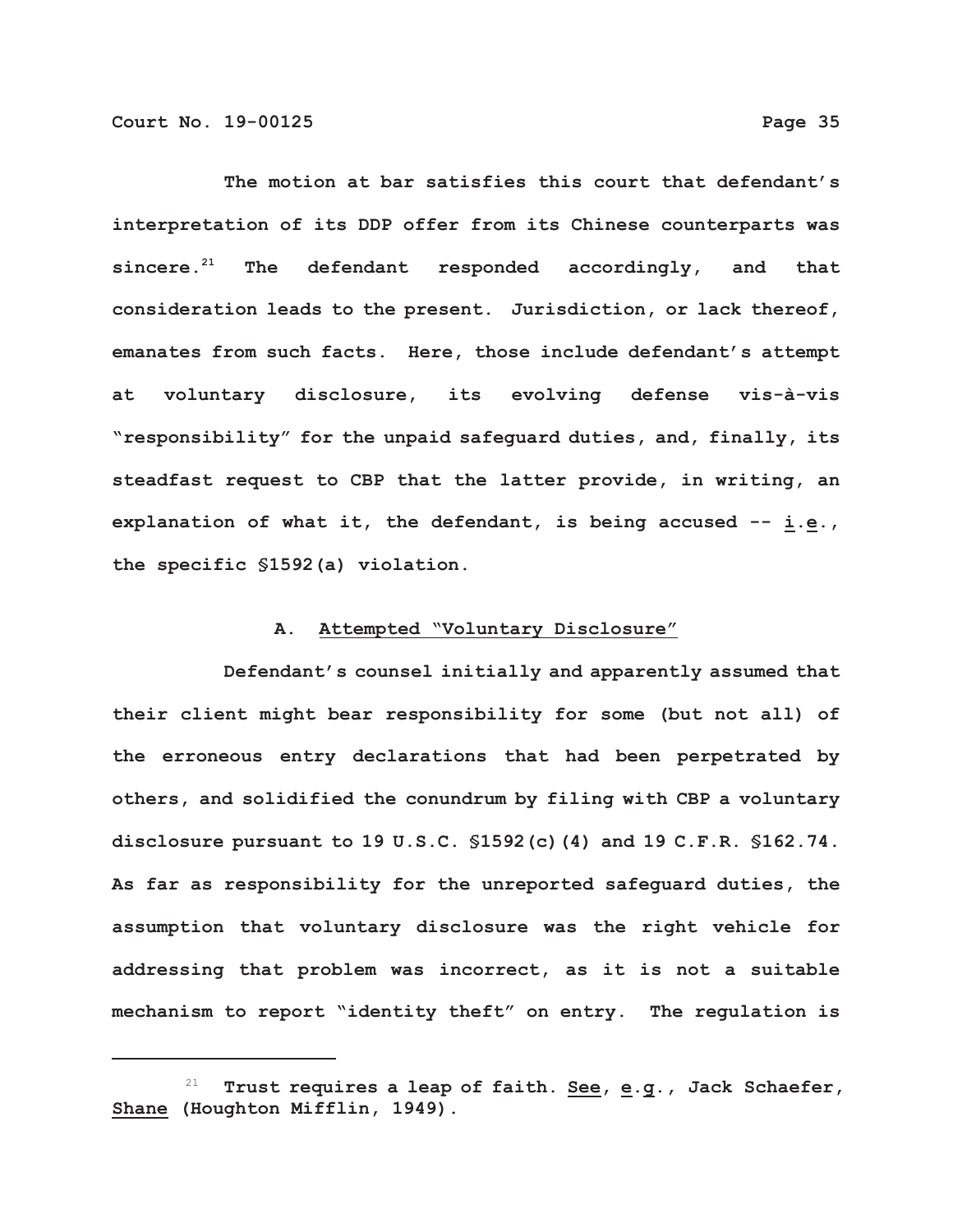The motion at bar satisfies this court that defendant's interpretation of its DDP offer from its Chinese counterparts was sincere.[21] The defendant responded accordingly, and that consideration leads to the present. Jurisdiction, or lack thereof, emanates from such facts. Here, those include defendant's attempt at voluntary disclosure, its evolving defense vis-à-vis "responsibility" for the unpaid safeguard duties, and, finally, its steadfast request to CBP that the latter provide, in writing, an explanation of what it, the defendant, is being accused -- i.e., the specific §1592(a) violation.

## A. Attempted "Voluntary Disclosure"

Defendant's counsel initially and apparently assumed that their client might bear responsibility for some (but not all) of the erroneous entry declarations that had been perpetrated by others, and solidified the conundrum by filing with CBP a voluntary disclosure pursuant to 19 U.S.C. §1592(c)(4) and 19 C.F.R. §162.74. As far as responsibility for the unreported safeguard duties, the assumption that voluntary disclosure was the right vehicle for addressing that problem was incorrect, as it is not a suitable mechanism to report "identity theft" on entry. The regulation is

---

[21] Trust requires a leap of faith. See, e.g., Jack Schaefer, Shane (Houghton Mifflin, 1949).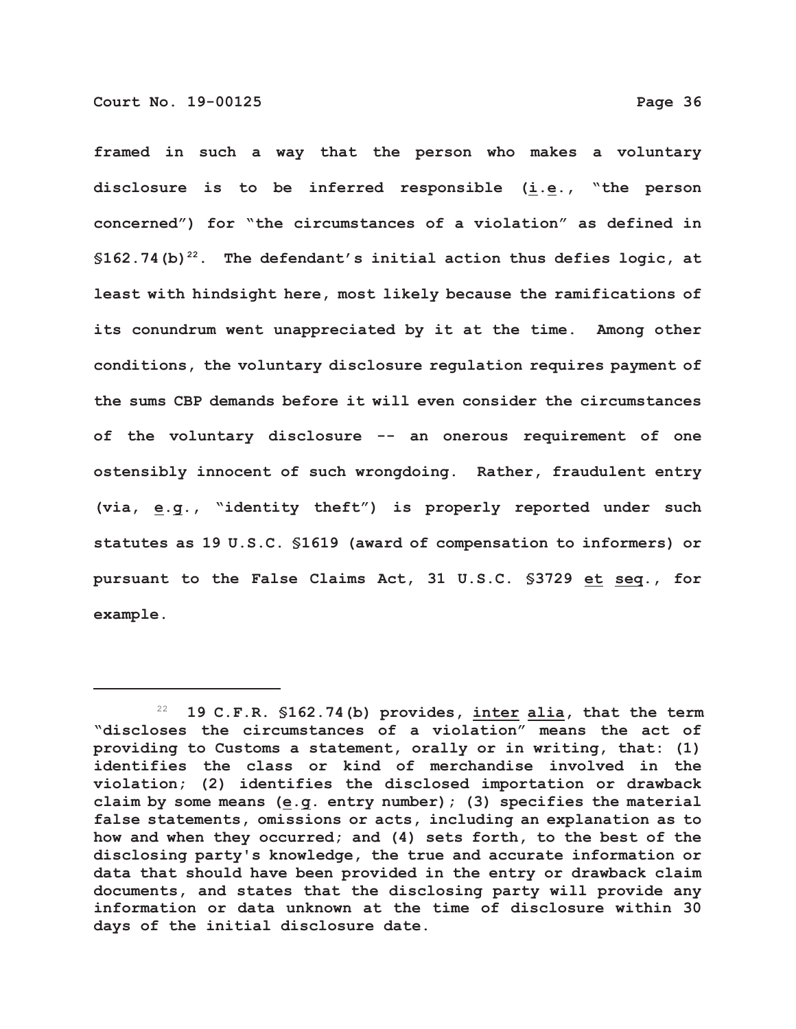framed in such a way that the person who makes a voluntary disclosure is to be inferred responsible (i.e., "the person concerned") for "the circumstances of a violation" as defined in §162.74(b)[22]. The defendant's initial action thus defies logic, at least with hindsight here, most likely because the ramifications of its conundrum went unappreciated by it at the time. Among other conditions, the voluntary disclosure regulation requires payment of the sums CBP demands before it will even consider the circumstances of the voluntary disclosure -- an onerous requirement of one ostensibly innocent of such wrongdoing. Rather, fraudulent entry (via, e.g., "identity theft") is properly reported under such statutes as 19 U.S.C. §1619 (award of compensation to informers) or pursuant to the False Claims Act, 31 U.S.C. §3729 et seq., for example.

---

[22] 19 C.F.R. §162.74(b) provides, inter alia, that the term "discloses the circumstances of a violation" means the act of providing to Customs a statement, orally or in writing, that: (1) identifies the class or kind of merchandise involved in the violation; (2) identifies the disclosed importation or drawback claim by some means (e.g. entry number); (3) specifies the material false statements, omissions or acts, including an explanation as to how and when they occurred; and (4) sets forth, to the best of the disclosing party's knowledge, the true and accurate information or data that should have been provided in the entry or drawback claim documents, and states that the disclosing party will provide any information or data unknown at the time of disclosure within 30 days of the initial disclosure date.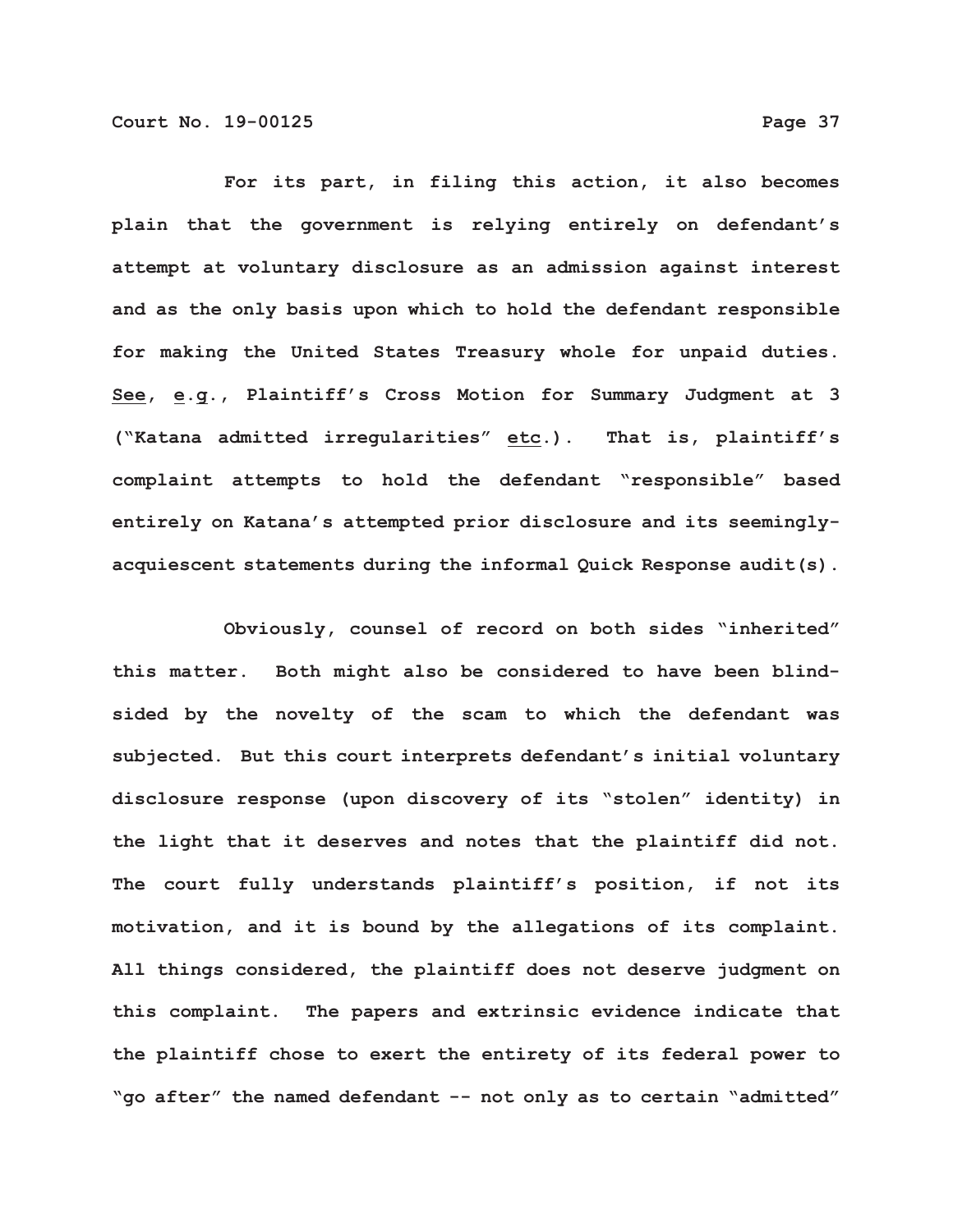For its part, in filing this action, it also becomes plain that the government is relying entirely on defendant's attempt at voluntary disclosure as an admission against interest and as the only basis upon which to hold the defendant responsible for making the United States Treasury whole for unpaid duties. See, e.g., Plaintiff's Cross Motion for Summary Judgment at 3 ("Katana admitted irregularities" etc.). That is, plaintiff's complaint attempts to hold the defendant "responsible" based entirely on Katana's attempted prior disclosure and its seemingly-acquiescent statements during the informal Quick Response audit(s).

Obviously, counsel of record on both sides "inherited" this matter. Both might also be considered to have been blind-sided by the novelty of the scam to which the defendant was subjected. But this court interprets defendant's initial voluntary disclosure response (upon discovery of its "stolen" identity) in the light that it deserves and notes that the plaintiff did not. The court fully understands plaintiff's position, if not its motivation, and it is bound by the allegations of its complaint. All things considered, the plaintiff does not deserve judgment on this complaint. The papers and extrinsic evidence indicate that the plaintiff chose to exert the entirety of its federal power to "go after" the named defendant -- not only as to certain "admitted"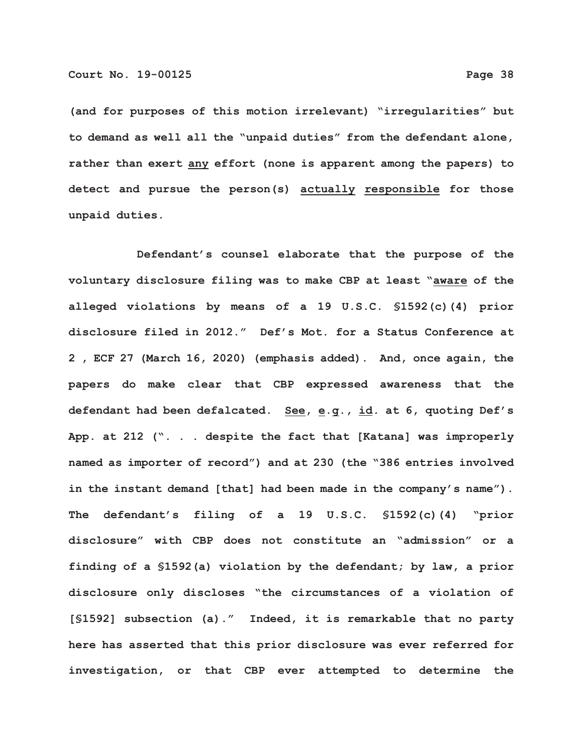(and for purposes of this motion irrelevant) "irregularities" but to demand as well all the "unpaid duties" from the defendant alone, rather than exert <u>any</u> effort (none is apparent among the papers) to detect and pursue the person(s) <u>actually</u> <u>responsible</u> for those unpaid duties.

Defendant's counsel elaborate that the purpose of the voluntary disclosure filing was to make CBP at least "<u>aware</u> of the alleged violations by means of a 19 U.S.C. §1592(c)(4) prior disclosure filed in 2012." Def's Mot. for a Status Conference at 2 , ECF 27 (March 16, 2020) (emphasis added). And, once again, the papers do make clear that CBP expressed awareness that the defendant had been defalcated. <u>See</u>, <u>e.g.</u>, <u>id</u>. at 6, quoting Def's App. at 212 (". . . despite the fact that [Katana] was improperly named as importer of record") and at 230 (the "386 entries involved in the instant demand [that] had been made in the company's name"). The defendant's filing of a 19 U.S.C. §1592(c)(4) "prior disclosure" with CBP does not constitute an "admission" or a finding of a §1592(a) violation by the defendant; by law, a prior disclosure only discloses "the circumstances of a violation of [§1592] subsection (a)." Indeed, it is remarkable that no party here has asserted that this prior disclosure was ever referred for investigation, or that CBP ever attempted to determine the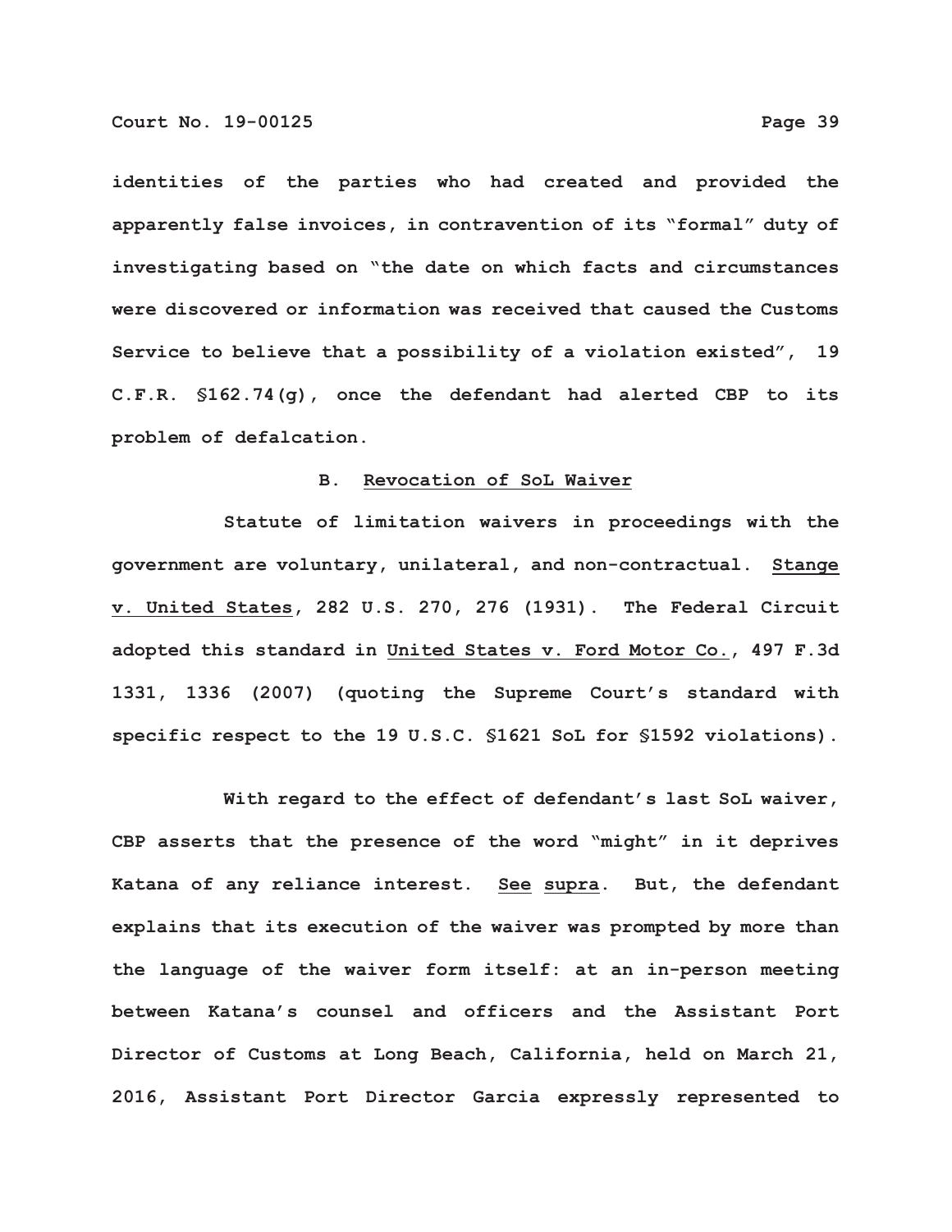identities of the parties who had created and provided the apparently false invoices, in contravention of its "formal" duty of investigating based on "the date on which facts and circumstances were discovered or information was received that caused the Customs Service to believe that a possibility of a violation existed", 19 C.F.R. §162.74(g), once the defendant had alerted CBP to its problem of defalcation.

B. <u>Revocation of SoL Waiver</u>

Statute of limitation waivers in proceedings with the government are voluntary, unilateral, and non-contractual. <u>Stange v. United States</u>, 282 U.S. 270, 276 (1931). The Federal Circuit adopted this standard in <u>United States v. Ford Motor Co.</u>, 497 F.3d 1331, 1336 (2007) (quoting the Supreme Court's standard with specific respect to the 19 U.S.C. §1621 SoL for §1592 violations).

With regard to the effect of defendant's last SoL waiver, CBP asserts that the presence of the word "might" in it deprives Katana of any reliance interest. <u>See supra</u>. But, the defendant explains that its execution of the waiver was prompted by more than the language of the waiver form itself: at an in-person meeting between Katana's counsel and officers and the Assistant Port Director of Customs at Long Beach, California, held on March 21, 2016, Assistant Port Director Garcia expressly represented to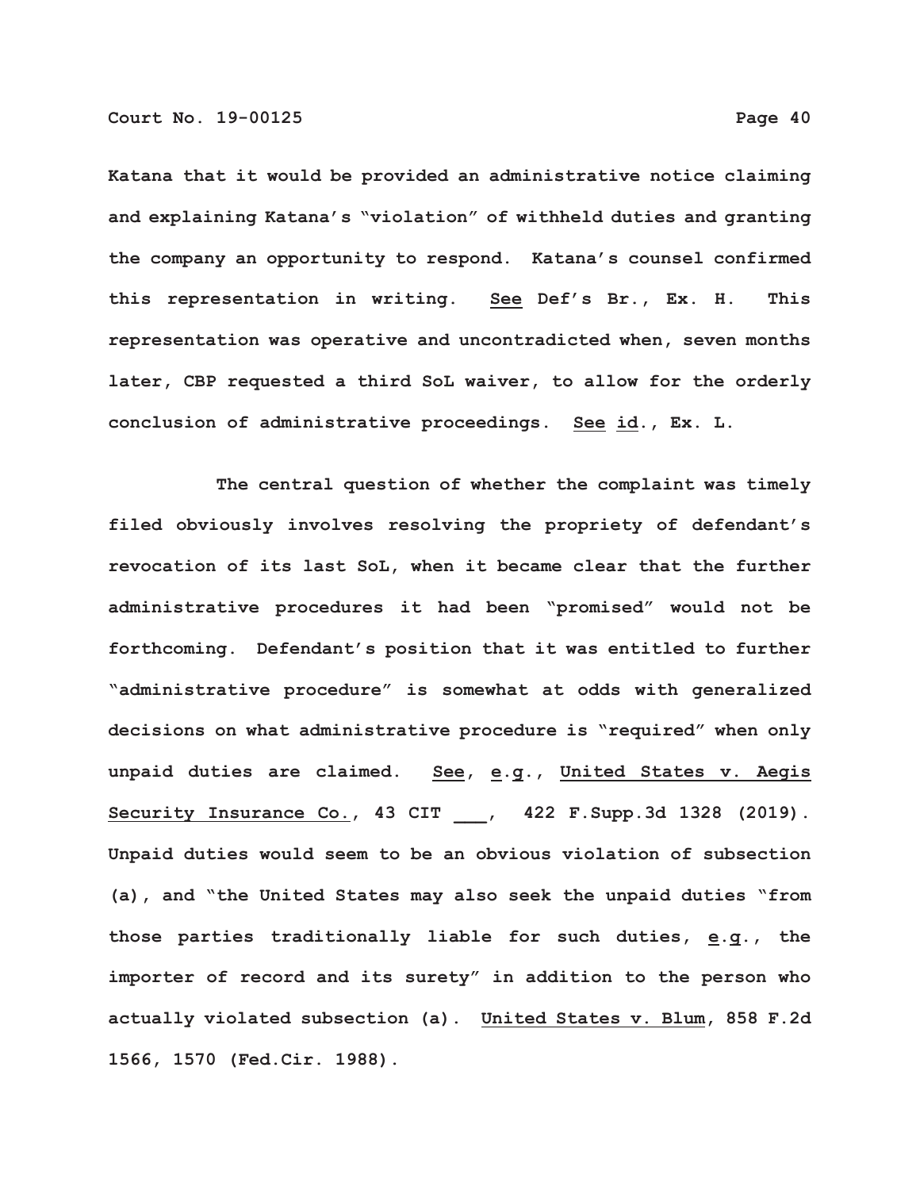Katana that it would be provided an administrative notice claiming and explaining Katana's "violation" of withheld duties and granting the company an opportunity to respond. Katana's counsel confirmed this representation in writing. See Def's Br., Ex. H. This representation was operative and uncontradicted when, seven months later, CBP requested a third SoL waiver, to allow for the orderly conclusion of administrative proceedings. See id., Ex. L.

The central question of whether the complaint was timely filed obviously involves resolving the propriety of defendant's revocation of its last SoL, when it became clear that the further administrative procedures it had been "promised" would not be forthcoming. Defendant's position that it was entitled to further "administrative procedure" is somewhat at odds with generalized decisions on what administrative procedure is "required" when only unpaid duties are claimed. See, e.g., United States v. Aegis Security Insurance Co., 43 CIT ___, 422 F.Supp.3d 1328 (2019). Unpaid duties would seem to be an obvious violation of subsection (a), and "the United States may also seek the unpaid duties "from those parties traditionally liable for such duties, e.g., the importer of record and its surety" in addition to the person who actually violated subsection (a). United States v. Blum, 858 F.2d 1566, 1570 (Fed.Cir. 1988).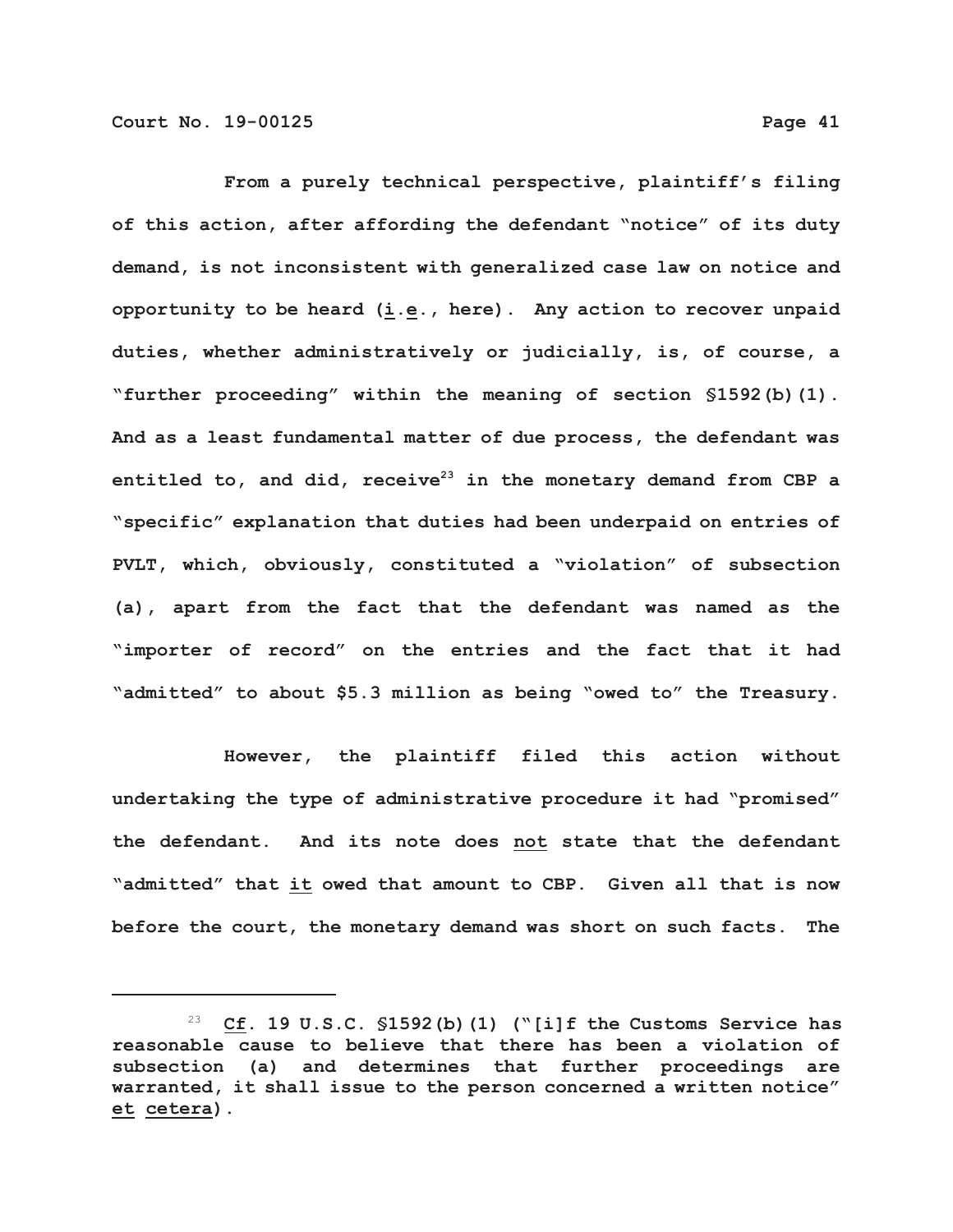From a purely technical perspective, plaintiff's filing of this action, after affording the defendant "notice" of its duty demand, is not inconsistent with generalized case law on notice and opportunity to be heard (i.e., here). Any action to recover unpaid duties, whether administratively or judicially, is, of course, a "further proceeding" within the meaning of section §1592(b)(1). And as a least fundamental matter of due process, the defendant was entitled to, and did, receive[23] in the monetary demand from CBP a "specific" explanation that duties had been underpaid on entries of PVLT, which, obviously, constituted a "violation" of subsection (a), apart from the fact that the defendant was named as the "importer of record" on the entries and the fact that it had "admitted" to about $5.3 million as being "owed to" the Treasury.

However, the plaintiff filed this action without undertaking the type of administrative procedure it had "promised" the defendant. And its note does not state that the defendant "admitted" that it owed that amount to CBP. Given all that is now before the court, the monetary demand was short on such facts. The

---

[23] Cf. 19 U.S.C. §1592(b)(1) ("[i]f the Customs Service has reasonable cause to believe that there has been a violation of subsection (a) and determines that further proceedings are warranted, it shall issue to the person concerned a written notice" et cetera).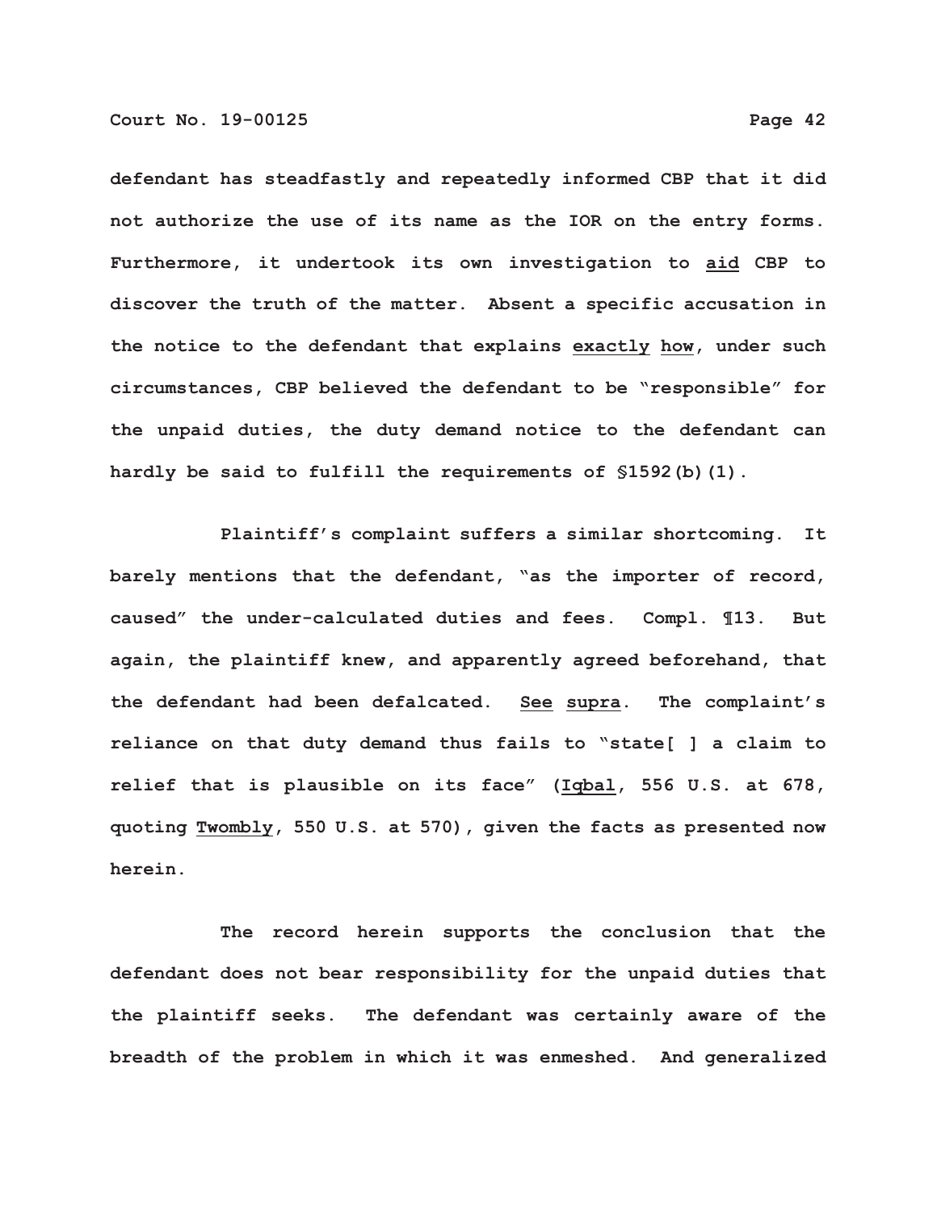defendant has steadfastly and repeatedly informed CBP that it did not authorize the use of its name as the IOR on the entry forms. Furthermore, it undertook its own investigation to <u>aid</u> CBP to discover the truth of the matter. Absent a specific accusation in the notice to the defendant that explains <u>exactly</u> <u>how</u>, under such circumstances, CBP believed the defendant to be "responsible" for the unpaid duties, the duty demand notice to the defendant can hardly be said to fulfill the requirements of §1592(b)(1).

Plaintiff's complaint suffers a similar shortcoming. It barely mentions that the defendant, "as the importer of record, caused" the under-calculated duties and fees. Compl. ¶13. But again, the plaintiff knew, and apparently agreed beforehand, that the defendant had been defalcated. <u>See</u> <u>supra</u>. The complaint's reliance on that duty demand thus fails to "state[ ] a claim to relief that is plausible on its face" (<u>Iqbal</u>, 556 U.S. at 678, quoting <u>Twombly</u>, 550 U.S. at 570), given the facts as presented now herein.

The record herein supports the conclusion that the defendant does not bear responsibility for the unpaid duties that the plaintiff seeks. The defendant was certainly aware of the breadth of the problem in which it was enmeshed. And generalized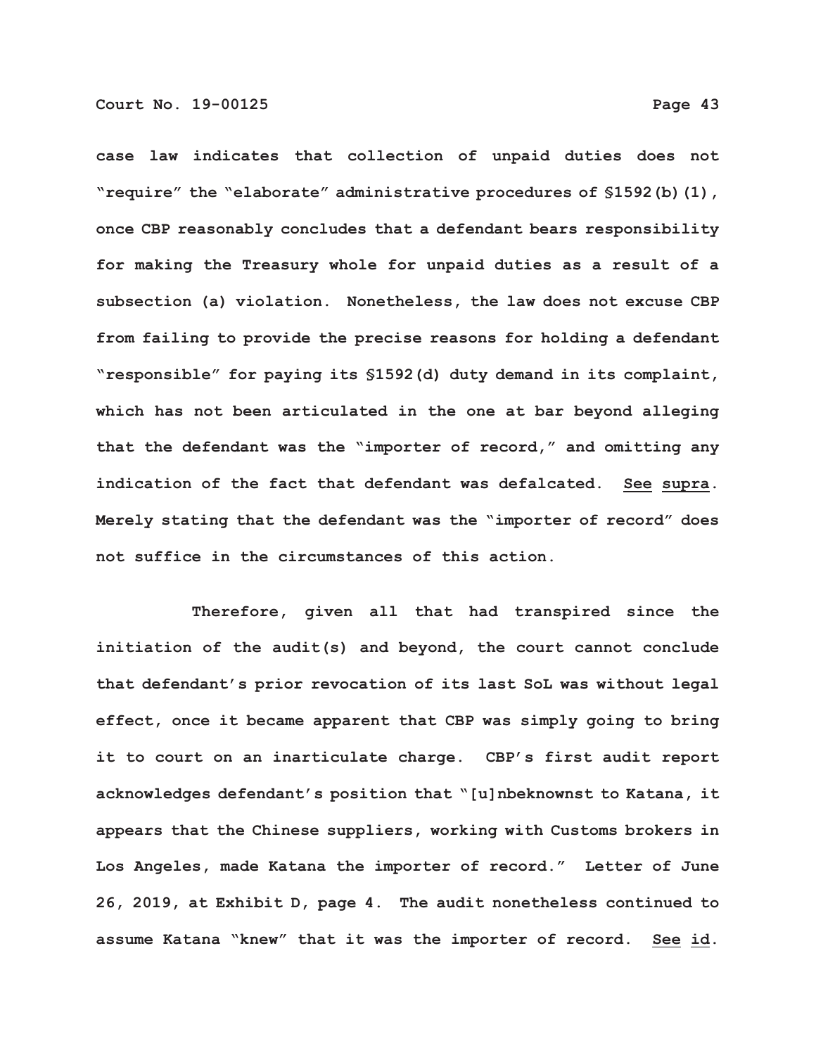case law indicates that collection of unpaid duties does not "require" the "elaborate" administrative procedures of §1592(b)(1), once CBP reasonably concludes that a defendant bears responsibility for making the Treasury whole for unpaid duties as a result of a subsection (a) violation. Nonetheless, the law does not excuse CBP from failing to provide the precise reasons for holding a defendant "responsible" for paying its §1592(d) duty demand in its complaint, which has not been articulated in the one at bar beyond alleging that the defendant was the "importer of record," and omitting any indication of the fact that defendant was defalcated. See supra. Merely stating that the defendant was the "importer of record" does not suffice in the circumstances of this action.

Therefore, given all that had transpired since the initiation of the audit(s) and beyond, the court cannot conclude that defendant's prior revocation of its last SoL was without legal effect, once it became apparent that CBP was simply going to bring it to court on an inarticulate charge. CBP's first audit report acknowledges defendant's position that "[u]nbeknownst to Katana, it appears that the Chinese suppliers, working with Customs brokers in Los Angeles, made Katana the importer of record." Letter of June 26, 2019, at Exhibit D, page 4. The audit nonetheless continued to assume Katana "knew" that it was the importer of record. See id.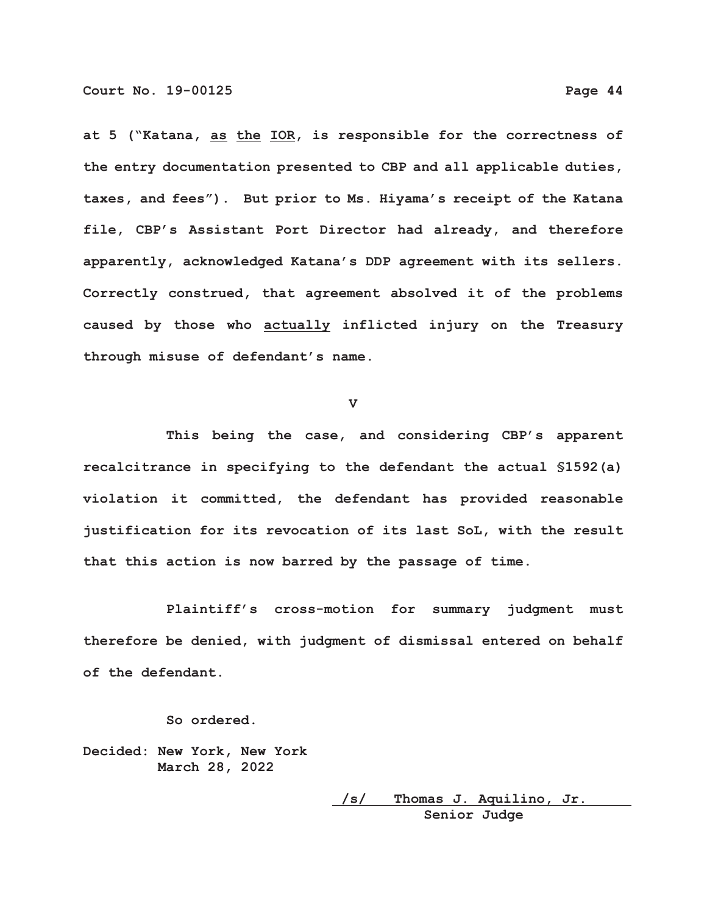at 5 ("Katana, <u>as</u> <u>the</u> <u>IOR</u>, is responsible for the correctness of the entry documentation presented to CBP and all applicable duties, taxes, and fees"). But prior to Ms. Hiyama's receipt of the Katana file, CBP's Assistant Port Director had already, and therefore apparently, acknowledged Katana's DDP agreement with its sellers. Correctly construed, that agreement absolved it of the problems caused by those who <u>actually</u> inflicted injury on the Treasury through misuse of defendant's name.

V

This being the case, and considering CBP's apparent recalcitrance in specifying to the defendant the actual §1592(a) violation it committed, the defendant has provided reasonable justification for its revocation of its last SoL, with the result that this action is now barred by the passage of time.

Plaintiff's cross-motion for summary judgment must therefore be denied, with judgment of dismissal entered on behalf of the defendant.

So ordered.

Decided: New York, New York
March 28, 2022

/s/ Thomas J. Aquilino, Jr.
Senior Judge